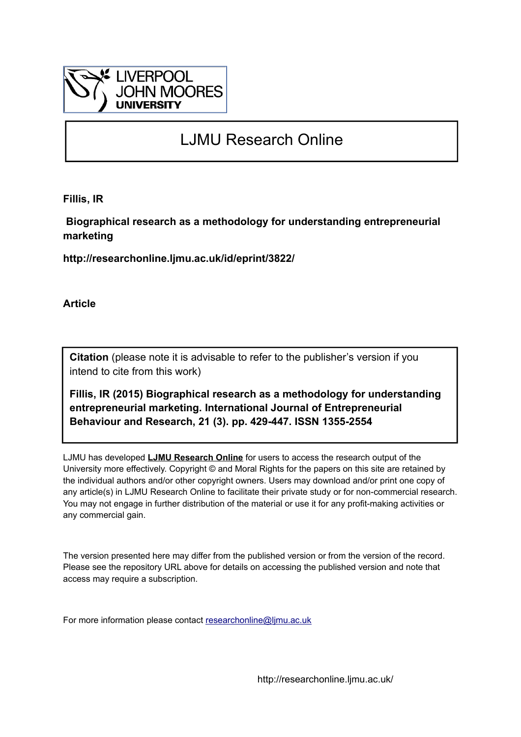LIVERPOOL JOHN MOORES UNIVERSITY

# LJMU Research Online

**Fillis, IR**

**Biographical research as a methodology for understanding entrepreneurial marketing**

**http://researchonline.ljmu.ac.uk/id/eprint/3822/**

**Article**

**Citation** (please note it is advisable to refer to the publisher's version if you intend to cite from this work)

**Fillis, IR (2015) Biographical research as a methodology for understanding entrepreneurial marketing. International Journal of Entrepreneurial Behaviour and Research, 21 (3). pp. 429-447. ISSN 1355-2554**

LJMU has developed **LJMU Research Online** for users to access the research output of the University more effectively. Copyright © and Moral Rights for the papers on this site are retained by the individual authors and/or other copyright owners. Users may download and/or print one copy of any article(s) in LJMU Research Online to facilitate their private study or for non-commercial research. You may not engage in further distribution of the material or use it for any profit-making activities or any commercial gain.

The version presented here may differ from the published version or from the version of the record. Please see the repository URL above for details on accessing the published version and note that access may require a subscription.

For more information please contact researchonline@ljmu.ac.uk

http://researchonline.ljmu.ac.uk/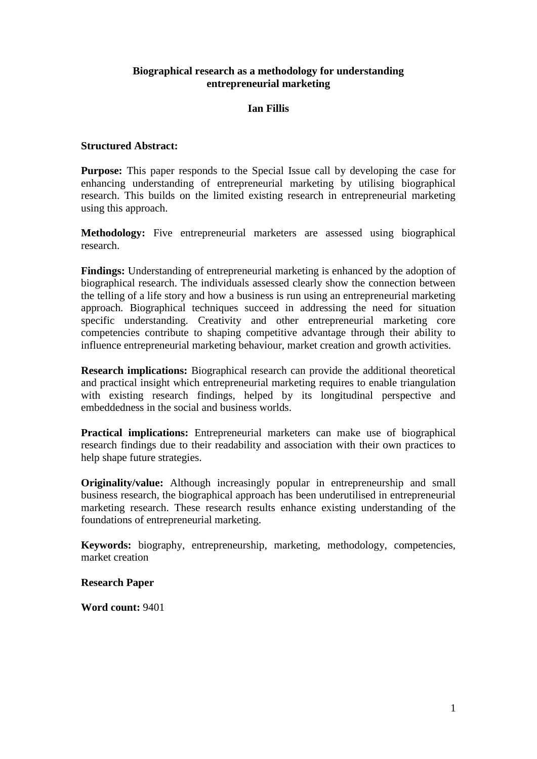# Biographical research as a methodology for understanding entrepreneurial marketing

**Ian Fillis**

**Structured Abstract:**

**Purpose:** This paper responds to the Special Issue call by developing the case for enhancing understanding of entrepreneurial marketing by utilising biographical research. This builds on the limited existing research in entrepreneurial marketing using this approach.

**Methodology:** Five entrepreneurial marketers are assessed using biographical research.

**Findings:** Understanding of entrepreneurial marketing is enhanced by the adoption of biographical research. The individuals assessed clearly show the connection between the telling of a life story and how a business is run using an entrepreneurial marketing approach. Biographical techniques succeed in addressing the need for situation specific understanding. Creativity and other entrepreneurial marketing core competencies contribute to shaping competitive advantage through their ability to influence entrepreneurial marketing behaviour, market creation and growth activities.

**Research implications:** Biographical research can provide the additional theoretical and practical insight which entrepreneurial marketing requires to enable triangulation with existing research findings, helped by its longitudinal perspective and embeddedness in the social and business worlds.

**Practical implications:** Entrepreneurial marketers can make use of biographical research findings due to their readability and association with their own practices to help shape future strategies.

**Originality/value:** Although increasingly popular in entrepreneurship and small business research, the biographical approach has been underutilised in entrepreneurial marketing research. These research results enhance existing understanding of the foundations of entrepreneurial marketing.

**Keywords:** biography, entrepreneurship, marketing, methodology, competencies, market creation

**Research Paper**

**Word count:** 9401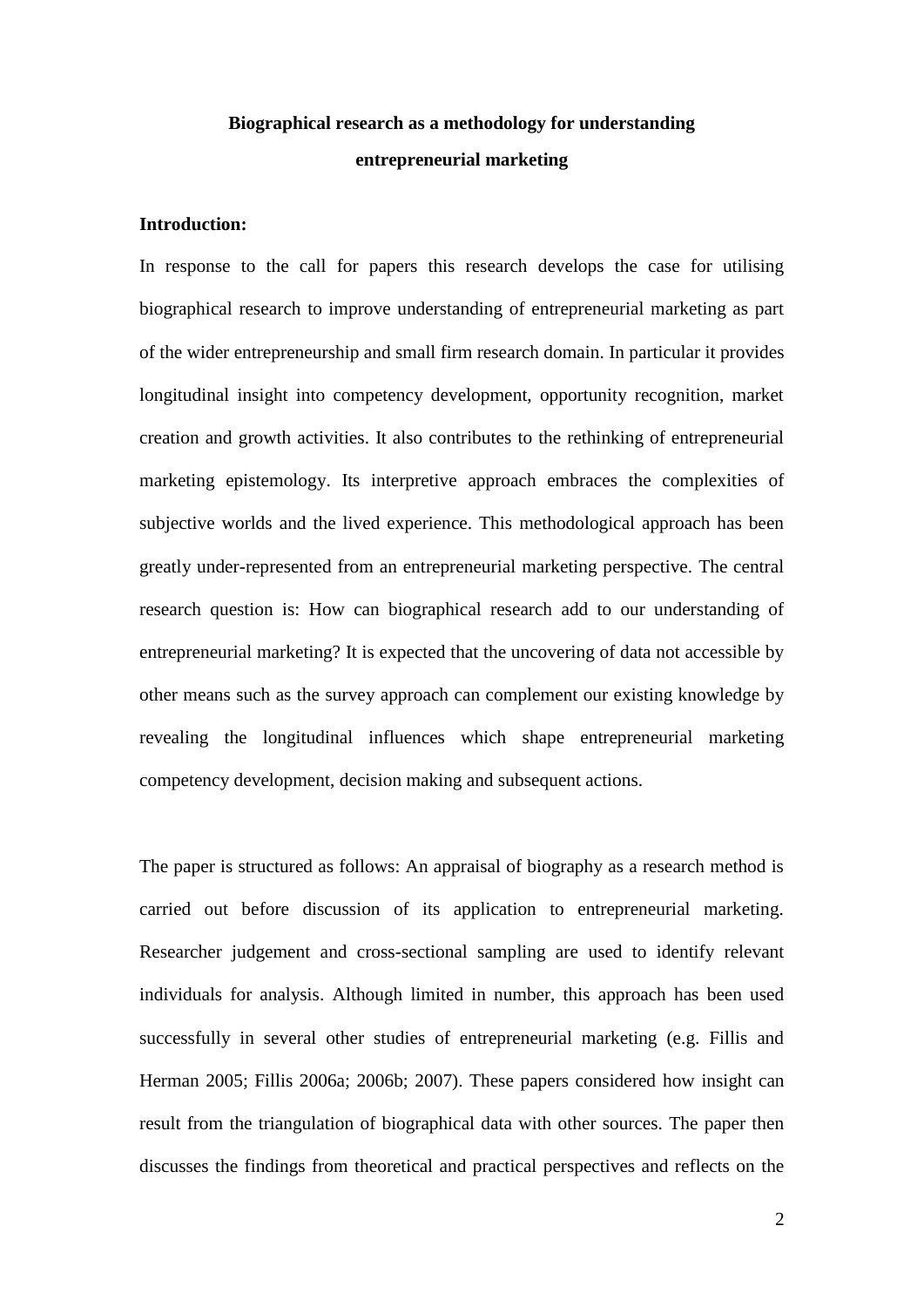# Biographical research as a methodology for understanding entrepreneurial marketing

**Introduction:**

In response to the call for papers this research develops the case for utilising biographical research to improve understanding of entrepreneurial marketing as part of the wider entrepreneurship and small firm research domain. In particular it provides longitudinal insight into competency development, opportunity recognition, market creation and growth activities. It also contributes to the rethinking of entrepreneurial marketing epistemology. Its interpretive approach embraces the complexities of subjective worlds and the lived experience. This methodological approach has been greatly under-represented from an entrepreneurial marketing perspective. The central research question is: How can biographical research add to our understanding of entrepreneurial marketing? It is expected that the uncovering of data not accessible by other means such as the survey approach can complement our existing knowledge by revealing the longitudinal influences which shape entrepreneurial marketing competency development, decision making and subsequent actions.

The paper is structured as follows: An appraisal of biography as a research method is carried out before discussion of its application to entrepreneurial marketing. Researcher judgement and cross-sectional sampling are used to identify relevant individuals for analysis. Although limited in number, this approach has been used successfully in several other studies of entrepreneurial marketing (e.g. Fillis and Herman 2005; Fillis 2006a; 2006b; 2007). These papers considered how insight can result from the triangulation of biographical data with other sources. The paper then discusses the findings from theoretical and practical perspectives and reflects on the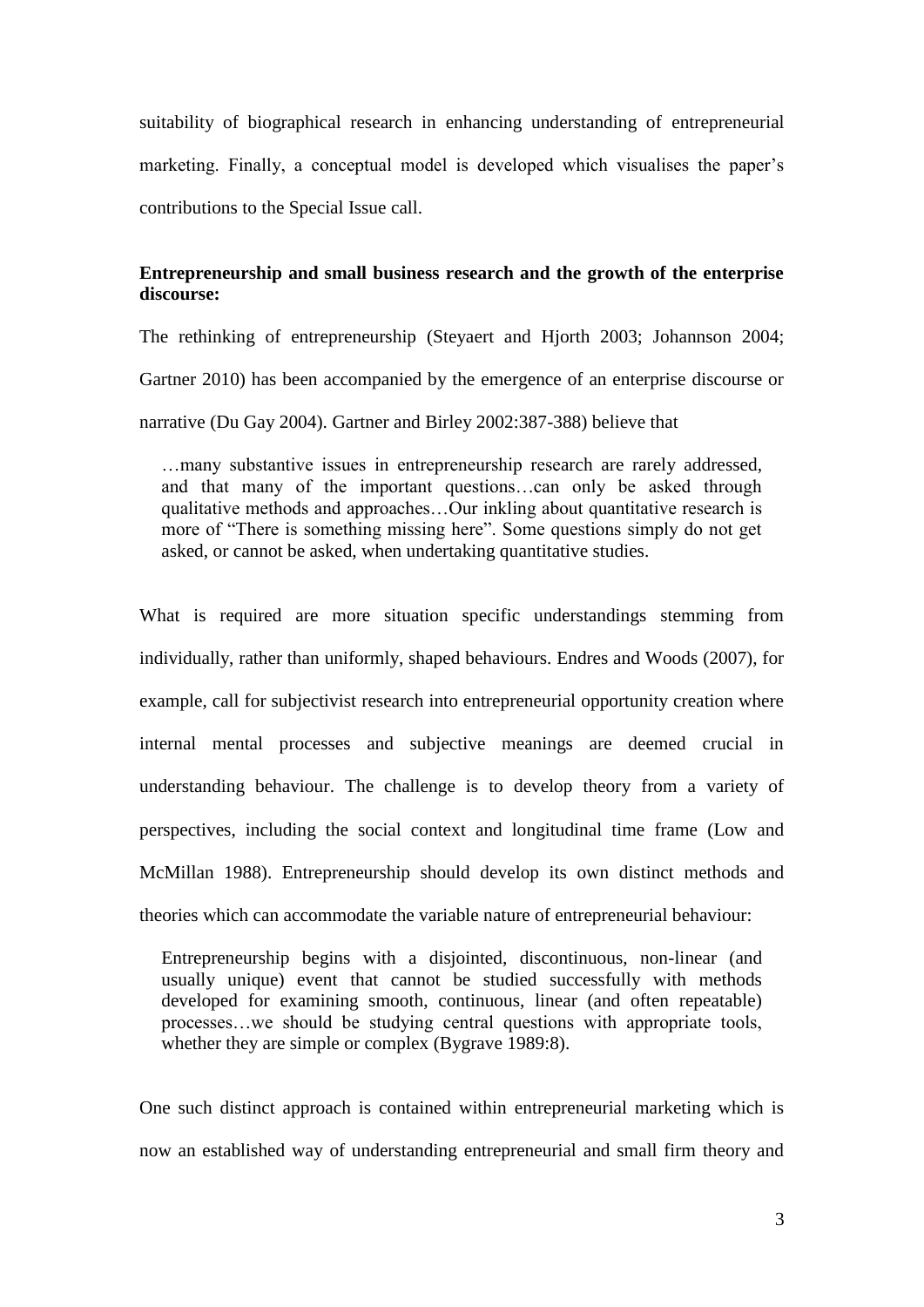suitability of biographical research in enhancing understanding of entrepreneurial marketing. Finally, a conceptual model is developed which visualises the paper's contributions to the Special Issue call.

**Entrepreneurship and small business research and the growth of the enterprise discourse:**

The rethinking of entrepreneurship (Steyaert and Hjorth 2003; Johannson 2004; Gartner 2010) has been accompanied by the emergence of an enterprise discourse or narrative (Du Gay 2004). Gartner and Birley 2002:387-388) believe that

> …many substantive issues in entrepreneurship research are rarely addressed, and that many of the important questions…can only be asked through qualitative methods and approaches…Our inkling about quantitative research is more of "There is something missing here". Some questions simply do not get asked, or cannot be asked, when undertaking quantitative studies.

What is required are more situation specific understandings stemming from individually, rather than uniformly, shaped behaviours. Endres and Woods (2007), for example, call for subjectivist research into entrepreneurial opportunity creation where internal mental processes and subjective meanings are deemed crucial in understanding behaviour. The challenge is to develop theory from a variety of perspectives, including the social context and longitudinal time frame (Low and McMillan 1988). Entrepreneurship should develop its own distinct methods and theories which can accommodate the variable nature of entrepreneurial behaviour:

> Entrepreneurship begins with a disjointed, discontinuous, non-linear (and usually unique) event that cannot be studied successfully with methods developed for examining smooth, continuous, linear (and often repeatable) processes…we should be studying central questions with appropriate tools, whether they are simple or complex (Bygrave 1989:8).

One such distinct approach is contained within entrepreneurial marketing which is now an established way of understanding entrepreneurial and small firm theory and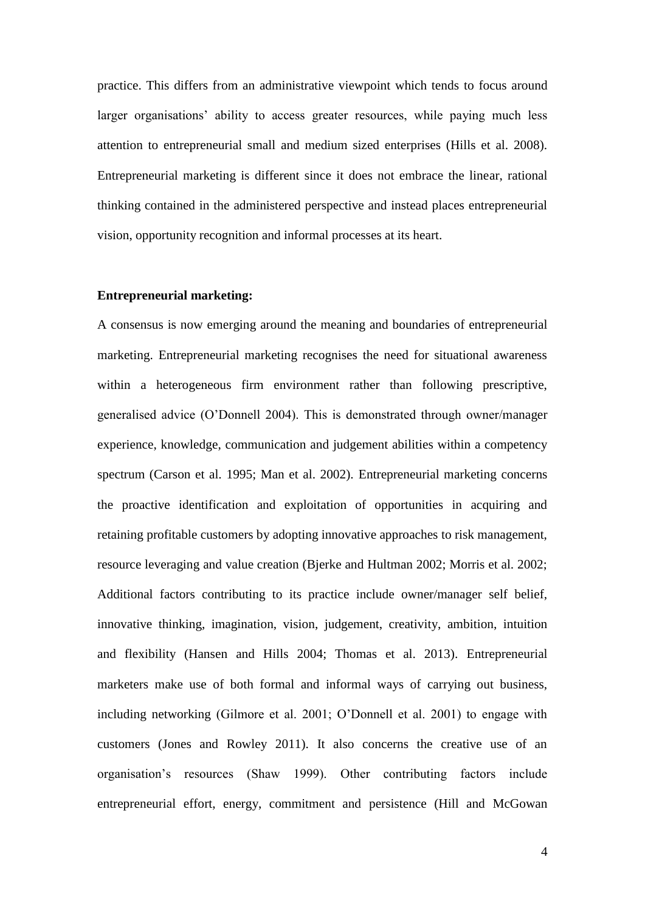practice. This differs from an administrative viewpoint which tends to focus around larger organisations' ability to access greater resources, while paying much less attention to entrepreneurial small and medium sized enterprises (Hills et al. 2008). Entrepreneurial marketing is different since it does not embrace the linear, rational thinking contained in the administered perspective and instead places entrepreneurial vision, opportunity recognition and informal processes at its heart.

**Entrepreneurial marketing:**

A consensus is now emerging around the meaning and boundaries of entrepreneurial marketing. Entrepreneurial marketing recognises the need for situational awareness within a heterogeneous firm environment rather than following prescriptive, generalised advice (O'Donnell 2004). This is demonstrated through owner/manager experience, knowledge, communication and judgement abilities within a competency spectrum (Carson et al. 1995; Man et al. 2002). Entrepreneurial marketing concerns the proactive identification and exploitation of opportunities in acquiring and retaining profitable customers by adopting innovative approaches to risk management, resource leveraging and value creation (Bjerke and Hultman 2002; Morris et al. 2002; Additional factors contributing to its practice include owner/manager self belief, innovative thinking, imagination, vision, judgement, creativity, ambition, intuition and flexibility (Hansen and Hills 2004; Thomas et al. 2013). Entrepreneurial marketers make use of both formal and informal ways of carrying out business, including networking (Gilmore et al. 2001; O'Donnell et al. 2001) to engage with customers (Jones and Rowley 2011). It also concerns the creative use of an organisation's resources (Shaw 1999). Other contributing factors include entrepreneurial effort, energy, commitment and persistence (Hill and McGowan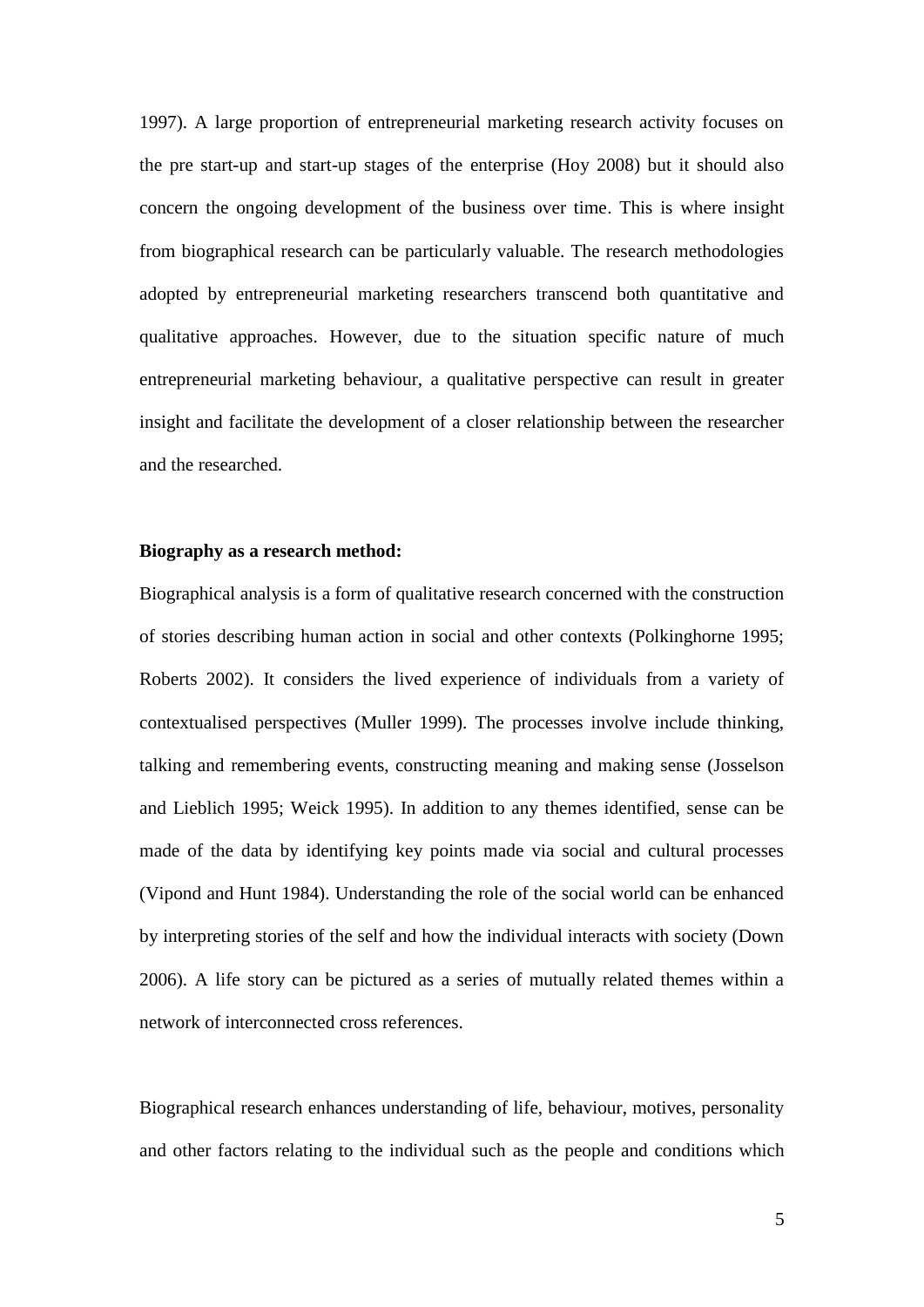1997). A large proportion of entrepreneurial marketing research activity focuses on the pre start-up and start-up stages of the enterprise (Hoy 2008) but it should also concern the ongoing development of the business over time. This is where insight from biographical research can be particularly valuable. The research methodologies adopted by entrepreneurial marketing researchers transcend both quantitative and qualitative approaches. However, due to the situation specific nature of much entrepreneurial marketing behaviour, a qualitative perspective can result in greater insight and facilitate the development of a closer relationship between the researcher and the researched.

**Biography as a research method:**

Biographical analysis is a form of qualitative research concerned with the construction of stories describing human action in social and other contexts (Polkinghorne 1995; Roberts 2002). It considers the lived experience of individuals from a variety of contextualised perspectives (Muller 1999). The processes involve include thinking, talking and remembering events, constructing meaning and making sense (Josselson and Lieblich 1995; Weick 1995). In addition to any themes identified, sense can be made of the data by identifying key points made via social and cultural processes (Vipond and Hunt 1984). Understanding the role of the social world can be enhanced by interpreting stories of the self and how the individual interacts with society (Down 2006). A life story can be pictured as a series of mutually related themes within a network of interconnected cross references.

Biographical research enhances understanding of life, behaviour, motives, personality and other factors relating to the individual such as the people and conditions which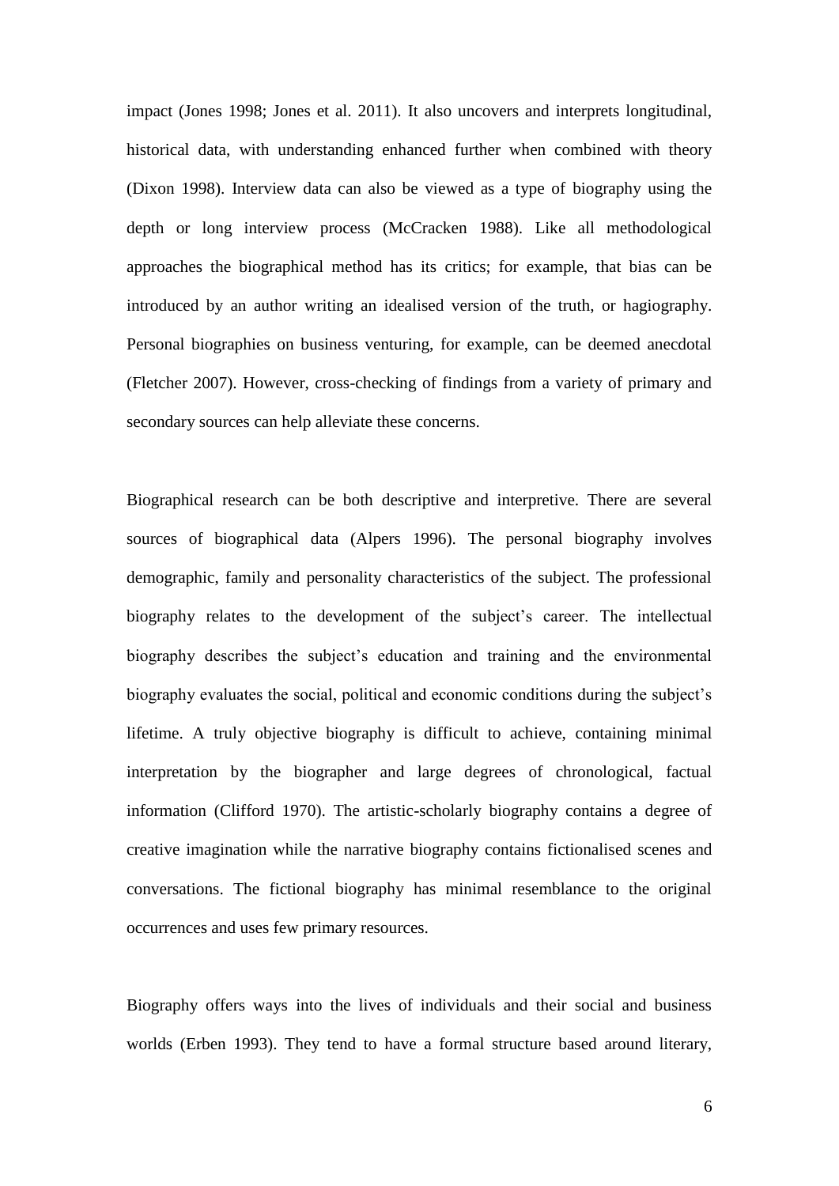impact (Jones 1998; Jones et al. 2011). It also uncovers and interprets longitudinal, historical data, with understanding enhanced further when combined with theory (Dixon 1998). Interview data can also be viewed as a type of biography using the depth or long interview process (McCracken 1988). Like all methodological approaches the biographical method has its critics; for example, that bias can be introduced by an author writing an idealised version of the truth, or hagiography. Personal biographies on business venturing, for example, can be deemed anecdotal (Fletcher 2007). However, cross-checking of findings from a variety of primary and secondary sources can help alleviate these concerns.

Biographical research can be both descriptive and interpretive. There are several sources of biographical data (Alpers 1996). The personal biography involves demographic, family and personality characteristics of the subject. The professional biography relates to the development of the subject's career. The intellectual biography describes the subject's education and training and the environmental biography evaluates the social, political and economic conditions during the subject's lifetime. A truly objective biography is difficult to achieve, containing minimal interpretation by the biographer and large degrees of chronological, factual information (Clifford 1970). The artistic-scholarly biography contains a degree of creative imagination while the narrative biography contains fictionalised scenes and conversations. The fictional biography has minimal resemblance to the original occurrences and uses few primary resources.

Biography offers ways into the lives of individuals and their social and business worlds (Erben 1993). They tend to have a formal structure based around literary,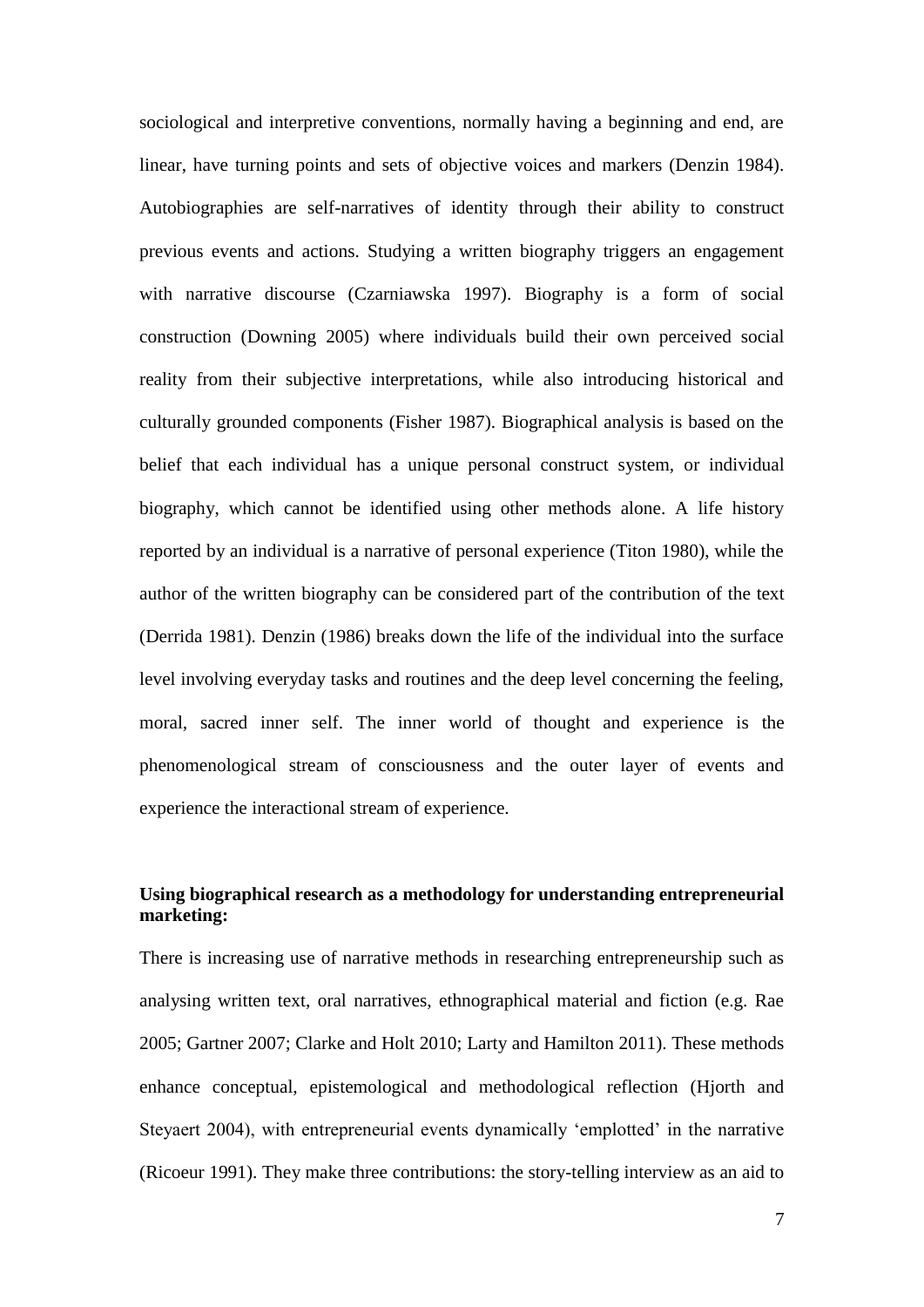sociological and interpretive conventions, normally having a beginning and end, are linear, have turning points and sets of objective voices and markers (Denzin 1984). Autobiographies are self-narratives of identity through their ability to construct previous events and actions. Studying a written biography triggers an engagement with narrative discourse (Czarniawska 1997). Biography is a form of social construction (Downing 2005) where individuals build their own perceived social reality from their subjective interpretations, while also introducing historical and culturally grounded components (Fisher 1987). Biographical analysis is based on the belief that each individual has a unique personal construct system, or individual biography, which cannot be identified using other methods alone. A life history reported by an individual is a narrative of personal experience (Titon 1980), while the author of the written biography can be considered part of the contribution of the text (Derrida 1981). Denzin (1986) breaks down the life of the individual into the surface level involving everyday tasks and routines and the deep level concerning the feeling, moral, sacred inner self. The inner world of thought and experience is the phenomenological stream of consciousness and the outer layer of events and experience the interactional stream of experience.

**Using biographical research as a methodology for understanding entrepreneurial marketing:**

There is increasing use of narrative methods in researching entrepreneurship such as analysing written text, oral narratives, ethnographical material and fiction (e.g. Rae 2005; Gartner 2007; Clarke and Holt 2010; Larty and Hamilton 2011). These methods enhance conceptual, epistemological and methodological reflection (Hjorth and Steyaert 2004), with entrepreneurial events dynamically 'emplotted' in the narrative (Ricoeur 1991). They make three contributions: the story-telling interview as an aid to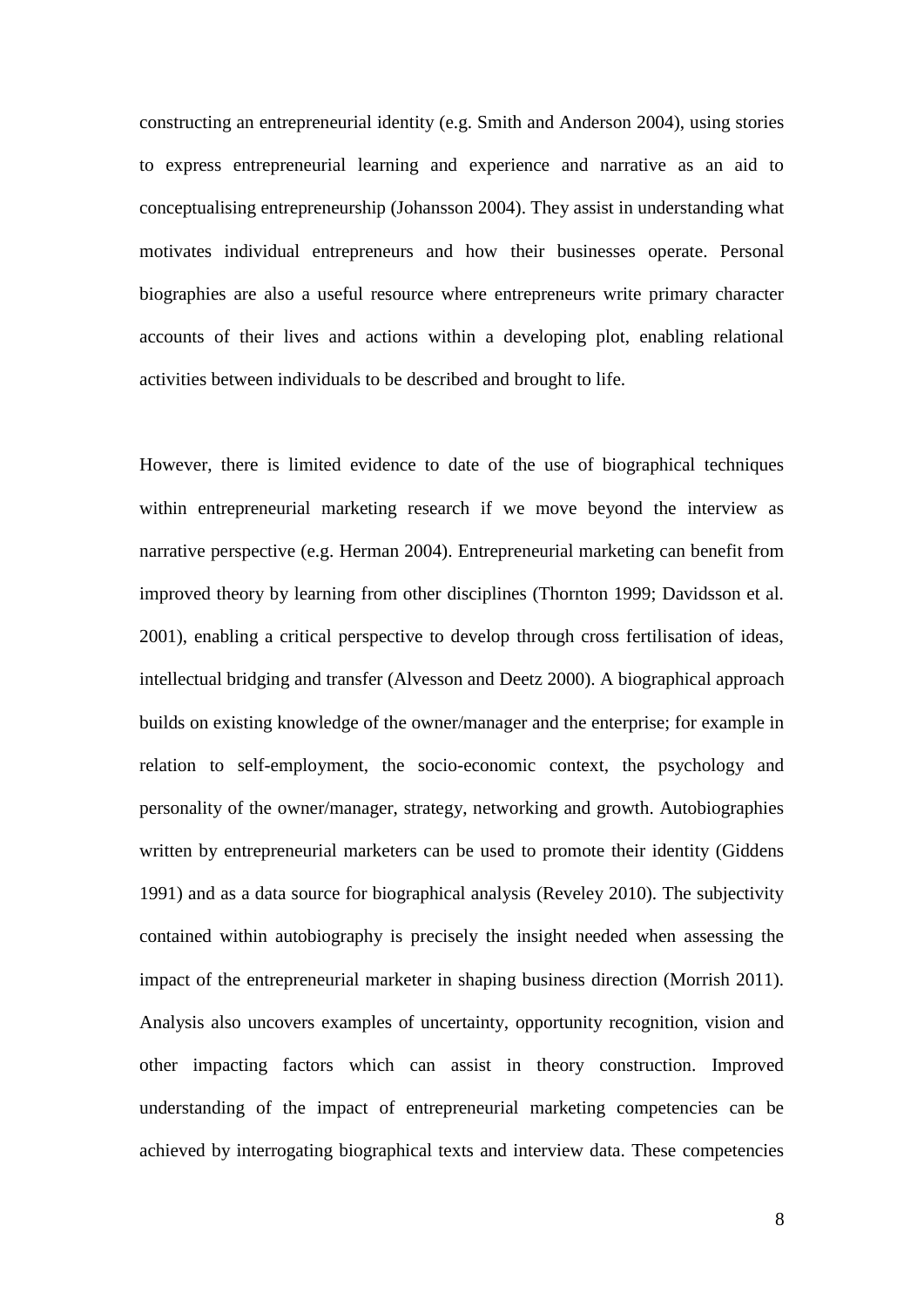constructing an entrepreneurial identity (e.g. Smith and Anderson 2004), using stories to express entrepreneurial learning and experience and narrative as an aid to conceptualising entrepreneurship (Johansson 2004). They assist in understanding what motivates individual entrepreneurs and how their businesses operate. Personal biographies are also a useful resource where entrepreneurs write primary character accounts of their lives and actions within a developing plot, enabling relational activities between individuals to be described and brought to life.

However, there is limited evidence to date of the use of biographical techniques within entrepreneurial marketing research if we move beyond the interview as narrative perspective (e.g. Herman 2004). Entrepreneurial marketing can benefit from improved theory by learning from other disciplines (Thornton 1999; Davidsson et al. 2001), enabling a critical perspective to develop through cross fertilisation of ideas, intellectual bridging and transfer (Alvesson and Deetz 2000). A biographical approach builds on existing knowledge of the owner/manager and the enterprise; for example in relation to self-employment, the socio-economic context, the psychology and personality of the owner/manager, strategy, networking and growth. Autobiographies written by entrepreneurial marketers can be used to promote their identity (Giddens 1991) and as a data source for biographical analysis (Reveley 2010). The subjectivity contained within autobiography is precisely the insight needed when assessing the impact of the entrepreneurial marketer in shaping business direction (Morrish 2011). Analysis also uncovers examples of uncertainty, opportunity recognition, vision and other impacting factors which can assist in theory construction. Improved understanding of the impact of entrepreneurial marketing competencies can be achieved by interrogating biographical texts and interview data. These competencies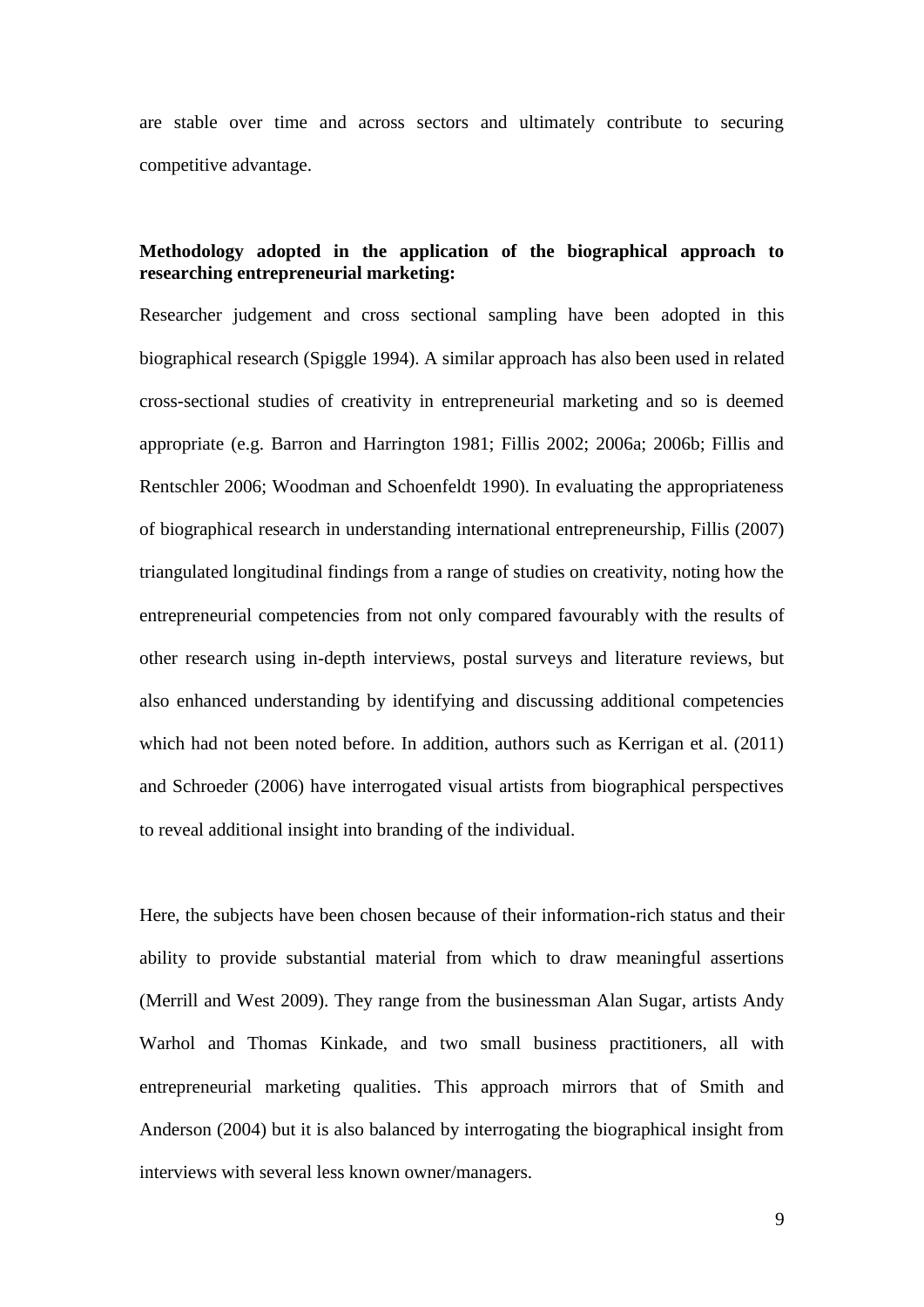are stable over time and across sectors and ultimately contribute to securing competitive advantage.

**Methodology adopted in the application of the biographical approach to researching entrepreneurial marketing:**

Researcher judgement and cross sectional sampling have been adopted in this biographical research (Spiggle 1994). A similar approach has also been used in related cross-sectional studies of creativity in entrepreneurial marketing and so is deemed appropriate (e.g. Barron and Harrington 1981; Fillis 2002; 2006a; 2006b; Fillis and Rentschler 2006; Woodman and Schoenfeldt 1990). In evaluating the appropriateness of biographical research in understanding international entrepreneurship, Fillis (2007) triangulated longitudinal findings from a range of studies on creativity, noting how the entrepreneurial competencies from not only compared favourably with the results of other research using in-depth interviews, postal surveys and literature reviews, but also enhanced understanding by identifying and discussing additional competencies which had not been noted before. In addition, authors such as Kerrigan et al. (2011) and Schroeder (2006) have interrogated visual artists from biographical perspectives to reveal additional insight into branding of the individual.

Here, the subjects have been chosen because of their information-rich status and their ability to provide substantial material from which to draw meaningful assertions (Merrill and West 2009). They range from the businessman Alan Sugar, artists Andy Warhol and Thomas Kinkade, and two small business practitioners, all with entrepreneurial marketing qualities. This approach mirrors that of Smith and Anderson (2004) but it is also balanced by interrogating the biographical insight from interviews with several less known owner/managers.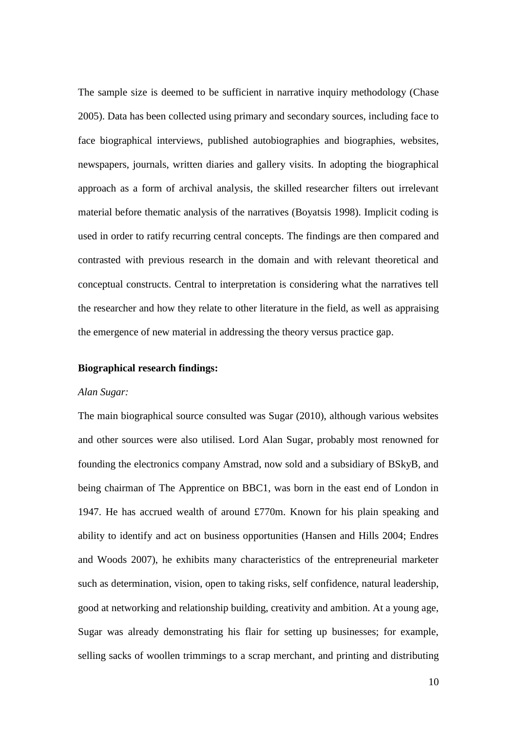The sample size is deemed to be sufficient in narrative inquiry methodology (Chase 2005). Data has been collected using primary and secondary sources, including face to face biographical interviews, published autobiographies and biographies, websites, newspapers, journals, written diaries and gallery visits. In adopting the biographical approach as a form of archival analysis, the skilled researcher filters out irrelevant material before thematic analysis of the narratives (Boyatsis 1998). Implicit coding is used in order to ratify recurring central concepts. The findings are then compared and contrasted with previous research in the domain and with relevant theoretical and conceptual constructs. Central to interpretation is considering what the narratives tell the researcher and how they relate to other literature in the field, as well as appraising the emergence of new material in addressing the theory versus practice gap.

**Biographical research findings:**

*Alan Sugar:*

The main biographical source consulted was Sugar (2010), although various websites and other sources were also utilised. Lord Alan Sugar, probably most renowned for founding the electronics company Amstrad, now sold and a subsidiary of BSkyB, and being chairman of The Apprentice on BBC1, was born in the east end of London in 1947. He has accrued wealth of around £770m. Known for his plain speaking and ability to identify and act on business opportunities (Hansen and Hills 2004; Endres and Woods 2007), he exhibits many characteristics of the entrepreneurial marketer such as determination, vision, open to taking risks, self confidence, natural leadership, good at networking and relationship building, creativity and ambition. At a young age, Sugar was already demonstrating his flair for setting up businesses; for example, selling sacks of woollen trimmings to a scrap merchant, and printing and distributing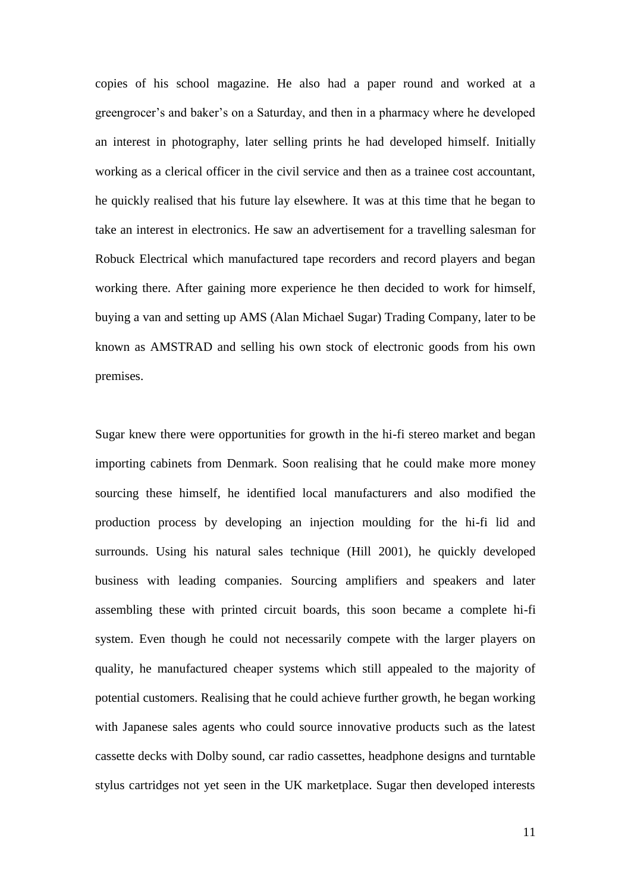copies of his school magazine. He also had a paper round and worked at a greengrocer's and baker's on a Saturday, and then in a pharmacy where he developed an interest in photography, later selling prints he had developed himself. Initially working as a clerical officer in the civil service and then as a trainee cost accountant, he quickly realised that his future lay elsewhere. It was at this time that he began to take an interest in electronics. He saw an advertisement for a travelling salesman for Robuck Electrical which manufactured tape recorders and record players and began working there. After gaining more experience he then decided to work for himself, buying a van and setting up AMS (Alan Michael Sugar) Trading Company, later to be known as AMSTRAD and selling his own stock of electronic goods from his own premises.

Sugar knew there were opportunities for growth in the hi-fi stereo market and began importing cabinets from Denmark. Soon realising that he could make more money sourcing these himself, he identified local manufacturers and also modified the production process by developing an injection moulding for the hi-fi lid and surrounds. Using his natural sales technique (Hill 2001), he quickly developed business with leading companies. Sourcing amplifiers and speakers and later assembling these with printed circuit boards, this soon became a complete hi-fi system. Even though he could not necessarily compete with the larger players on quality, he manufactured cheaper systems which still appealed to the majority of potential customers. Realising that he could achieve further growth, he began working with Japanese sales agents who could source innovative products such as the latest cassette decks with Dolby sound, car radio cassettes, headphone designs and turntable stylus cartridges not yet seen in the UK marketplace. Sugar then developed interests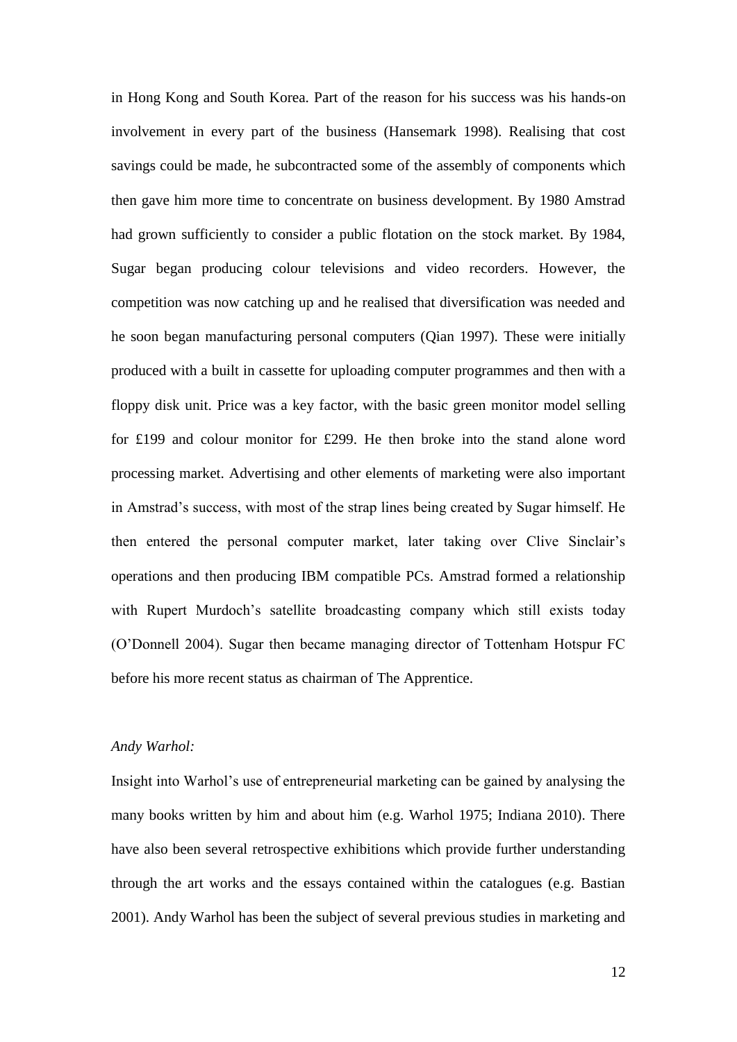in Hong Kong and South Korea. Part of the reason for his success was his hands-on involvement in every part of the business (Hansemark 1998). Realising that cost savings could be made, he subcontracted some of the assembly of components which then gave him more time to concentrate on business development. By 1980 Amstrad had grown sufficiently to consider a public flotation on the stock market. By 1984, Sugar began producing colour televisions and video recorders. However, the competition was now catching up and he realised that diversification was needed and he soon began manufacturing personal computers (Qian 1997). These were initially produced with a built in cassette for uploading computer programmes and then with a floppy disk unit. Price was a key factor, with the basic green monitor model selling for £199 and colour monitor for £299. He then broke into the stand alone word processing market. Advertising and other elements of marketing were also important in Amstrad's success, with most of the strap lines being created by Sugar himself. He then entered the personal computer market, later taking over Clive Sinclair's operations and then producing IBM compatible PCs. Amstrad formed a relationship with Rupert Murdoch's satellite broadcasting company which still exists today (O'Donnell 2004). Sugar then became managing director of Tottenham Hotspur FC before his more recent status as chairman of The Apprentice.

*Andy Warhol:*

Insight into Warhol's use of entrepreneurial marketing can be gained by analysing the many books written by him and about him (e.g. Warhol 1975; Indiana 2010). There have also been several retrospective exhibitions which provide further understanding through the art works and the essays contained within the catalogues (e.g. Bastian 2001). Andy Warhol has been the subject of several previous studies in marketing and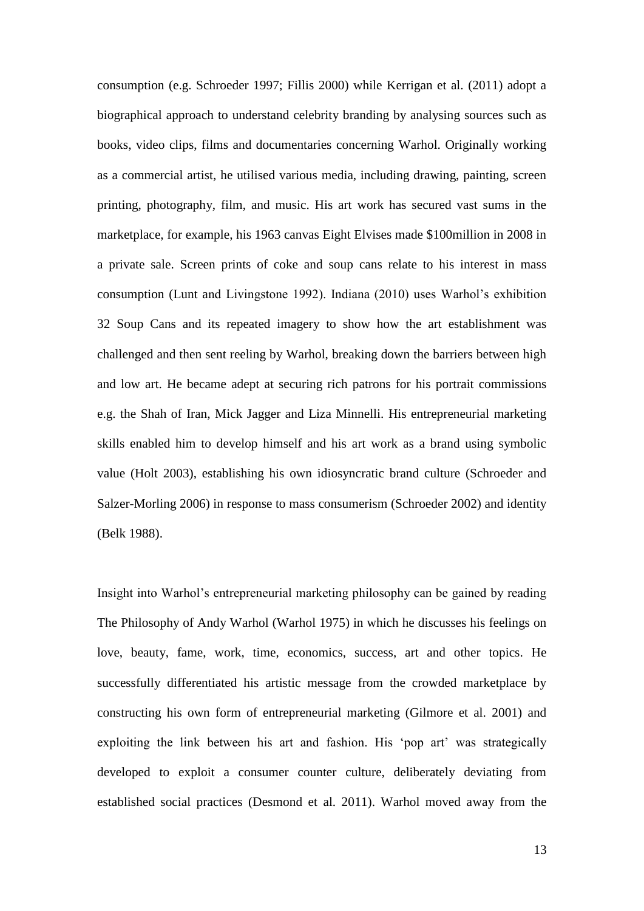consumption (e.g. Schroeder 1997; Fillis 2000) while Kerrigan et al. (2011) adopt a biographical approach to understand celebrity branding by analysing sources such as books, video clips, films and documentaries concerning Warhol. Originally working as a commercial artist, he utilised various media, including drawing, painting, screen printing, photography, film, and music. His art work has secured vast sums in the marketplace, for example, his 1963 canvas Eight Elvises made $100million in 2008 in a private sale. Screen prints of coke and soup cans relate to his interest in mass consumption (Lunt and Livingstone 1992). Indiana (2010) uses Warhol's exhibition 32 Soup Cans and its repeated imagery to show how the art establishment was challenged and then sent reeling by Warhol, breaking down the barriers between high and low art. He became adept at securing rich patrons for his portrait commissions e.g. the Shah of Iran, Mick Jagger and Liza Minnelli. His entrepreneurial marketing skills enabled him to develop himself and his art work as a brand using symbolic value (Holt 2003), establishing his own idiosyncratic brand culture (Schroeder and Salzer-Morling 2006) in response to mass consumerism (Schroeder 2002) and identity (Belk 1988).

Insight into Warhol's entrepreneurial marketing philosophy can be gained by reading The Philosophy of Andy Warhol (Warhol 1975) in which he discusses his feelings on love, beauty, fame, work, time, economics, success, art and other topics. He successfully differentiated his artistic message from the crowded marketplace by constructing his own form of entrepreneurial marketing (Gilmore et al. 2001) and exploiting the link between his art and fashion. His 'pop art' was strategically developed to exploit a consumer counter culture, deliberately deviating from established social practices (Desmond et al. 2011). Warhol moved away from the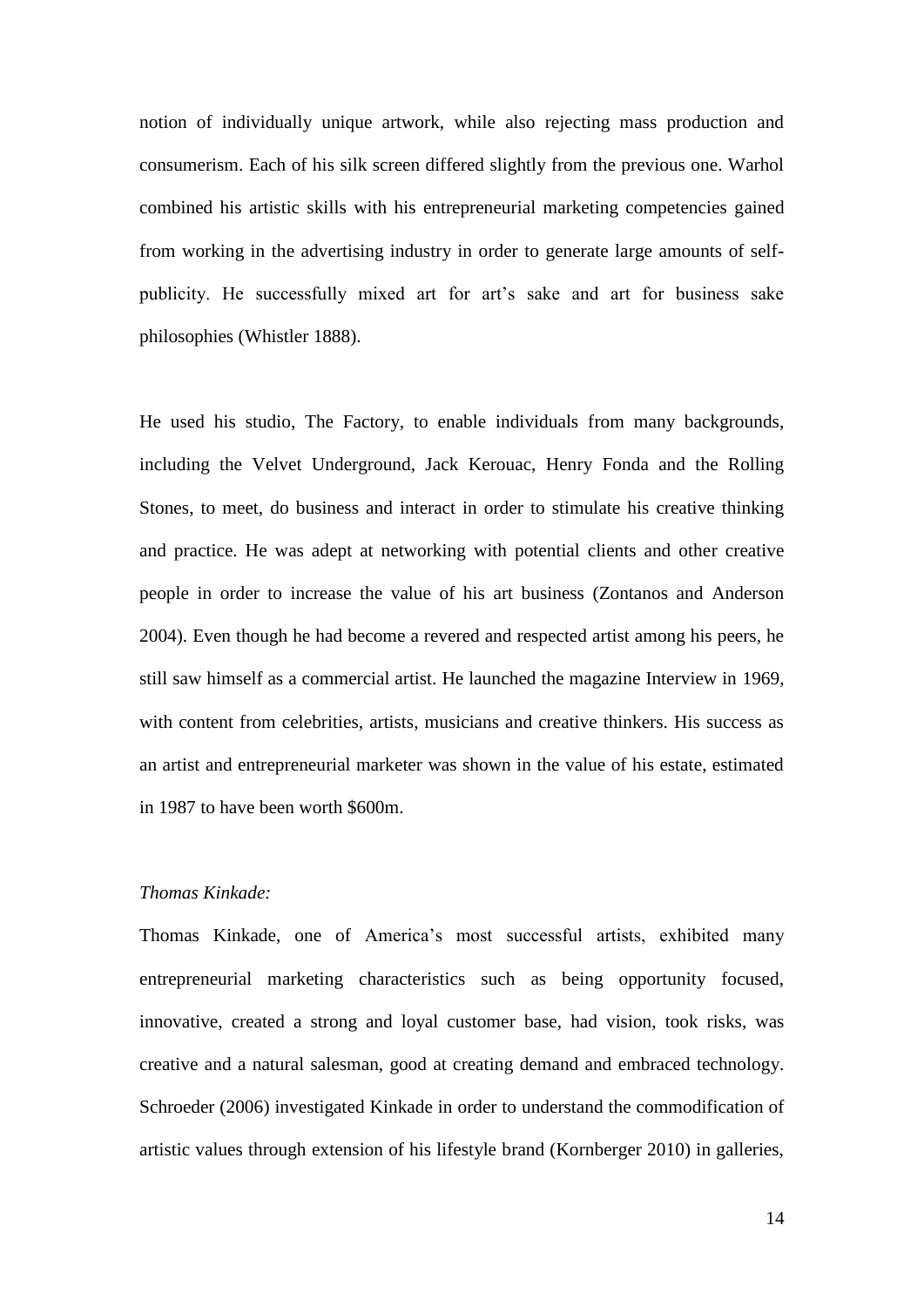notion of individually unique artwork, while also rejecting mass production and consumerism. Each of his silk screen differed slightly from the previous one. Warhol combined his artistic skills with his entrepreneurial marketing competencies gained from working in the advertising industry in order to generate large amounts of self-publicity. He successfully mixed art for art's sake and art for business sake philosophies (Whistler 1888).

He used his studio, The Factory, to enable individuals from many backgrounds, including the Velvet Underground, Jack Kerouac, Henry Fonda and the Rolling Stones, to meet, do business and interact in order to stimulate his creative thinking and practice. He was adept at networking with potential clients and other creative people in order to increase the value of his art business (Zontanos and Anderson 2004). Even though he had become a revered and respected artist among his peers, he still saw himself as a commercial artist. He launched the magazine Interview in 1969, with content from celebrities, artists, musicians and creative thinkers. His success as an artist and entrepreneurial marketer was shown in the value of his estate, estimated in 1987 to have been worth $600m.

*Thomas Kinkade:*

Thomas Kinkade, one of America's most successful artists, exhibited many entrepreneurial marketing characteristics such as being opportunity focused, innovative, created a strong and loyal customer base, had vision, took risks, was creative and a natural salesman, good at creating demand and embraced technology. Schroeder (2006) investigated Kinkade in order to understand the commodification of artistic values through extension of his lifestyle brand (Kornberger 2010) in galleries,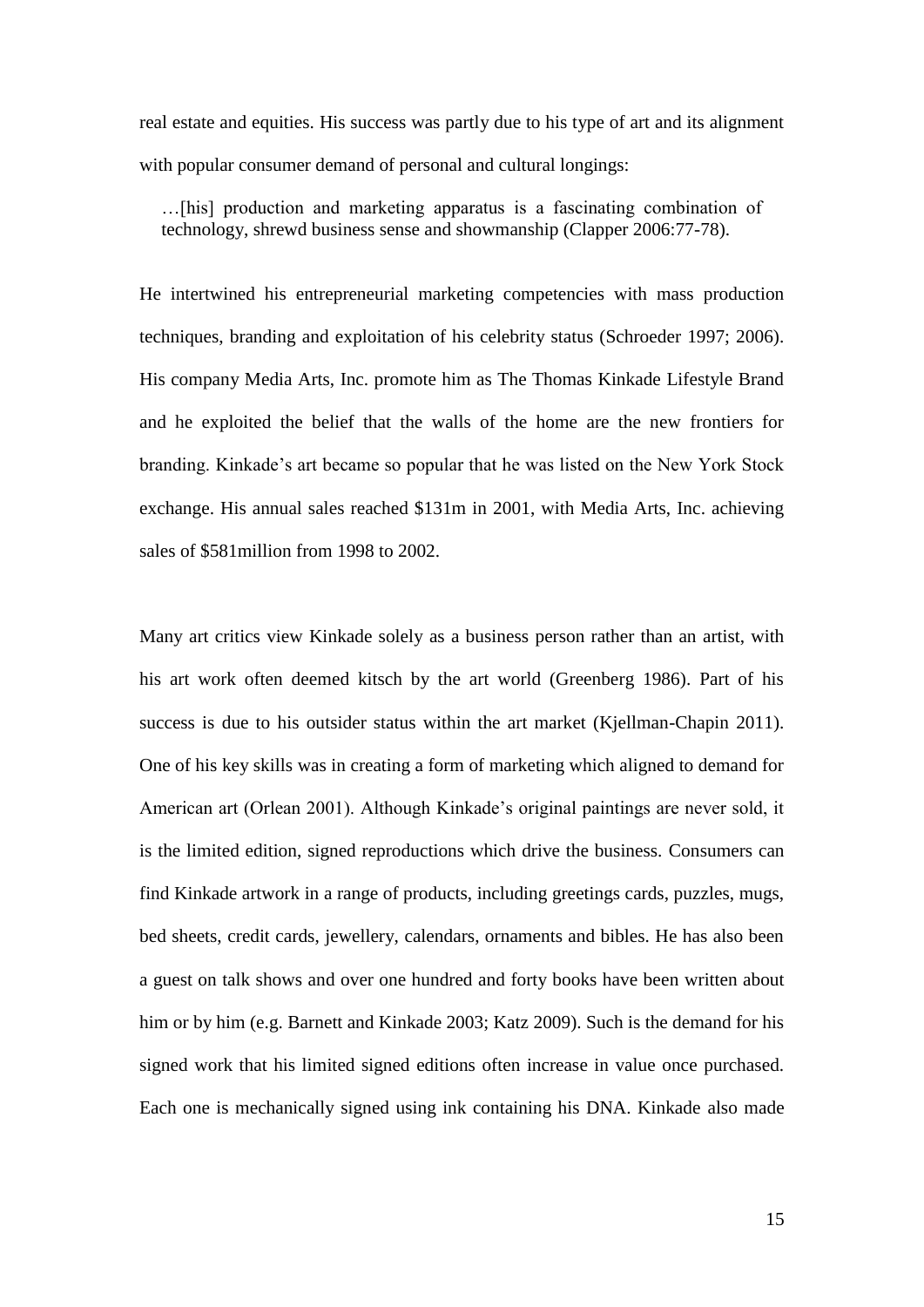real estate and equities. His success was partly due to his type of art and its alignment with popular consumer demand of personal and cultural longings:

> …[his] production and marketing apparatus is a fascinating combination of technology, shrewd business sense and showmanship (Clapper 2006:77-78).

He intertwined his entrepreneurial marketing competencies with mass production techniques, branding and exploitation of his celebrity status (Schroeder 1997; 2006). His company Media Arts, Inc. promote him as The Thomas Kinkade Lifestyle Brand and he exploited the belief that the walls of the home are the new frontiers for branding. Kinkade's art became so popular that he was listed on the New York Stock exchange. His annual sales reached $131m in 2001, with Media Arts, Inc. achieving sales of $581million from 1998 to 2002.

Many art critics view Kinkade solely as a business person rather than an artist, with his art work often deemed kitsch by the art world (Greenberg 1986). Part of his success is due to his outsider status within the art market (Kjellman-Chapin 2011). One of his key skills was in creating a form of marketing which aligned to demand for American art (Orlean 2001). Although Kinkade's original paintings are never sold, it is the limited edition, signed reproductions which drive the business. Consumers can find Kinkade artwork in a range of products, including greetings cards, puzzles, mugs, bed sheets, credit cards, jewellery, calendars, ornaments and bibles. He has also been a guest on talk shows and over one hundred and forty books have been written about him or by him (e.g. Barnett and Kinkade 2003; Katz 2009). Such is the demand for his signed work that his limited signed editions often increase in value once purchased. Each one is mechanically signed using ink containing his DNA. Kinkade also made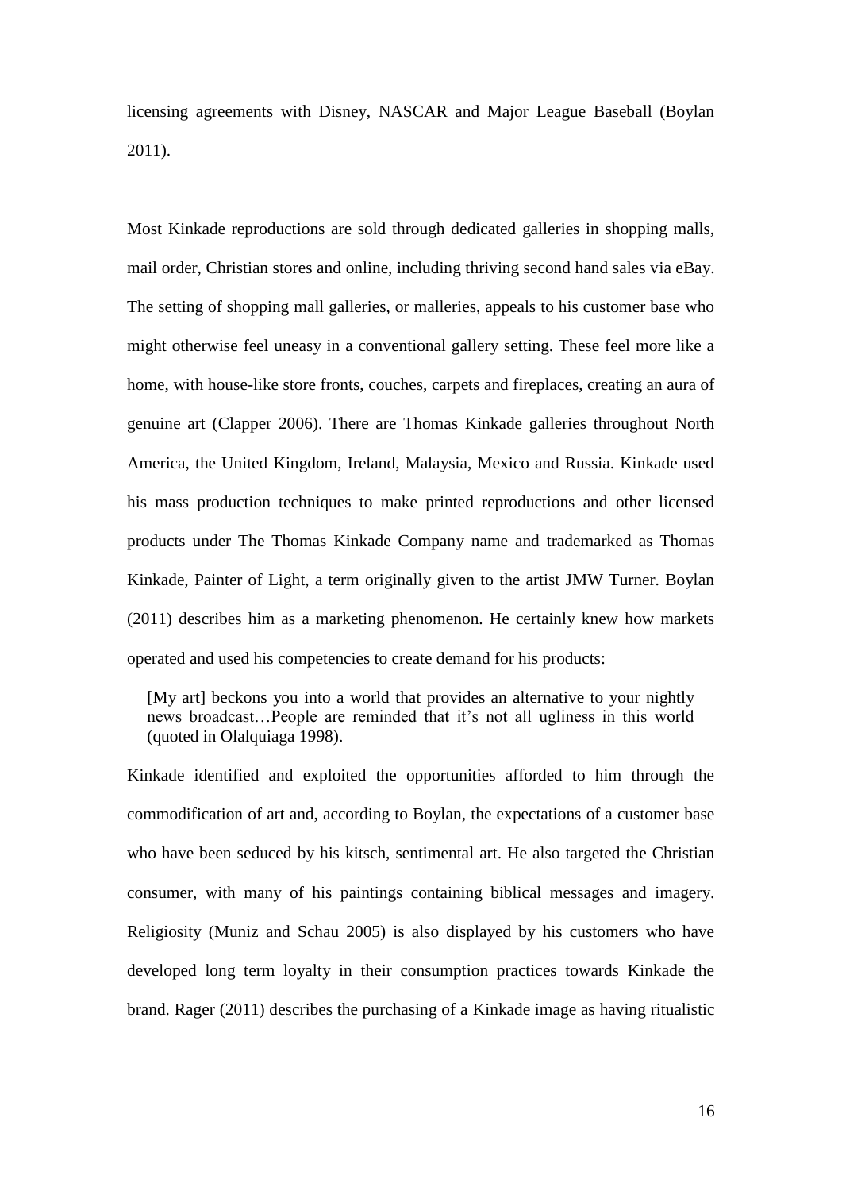licensing agreements with Disney, NASCAR and Major League Baseball (Boylan 2011).

Most Kinkade reproductions are sold through dedicated galleries in shopping malls, mail order, Christian stores and online, including thriving second hand sales via eBay. The setting of shopping mall galleries, or malleries, appeals to his customer base who might otherwise feel uneasy in a conventional gallery setting. These feel more like a home, with house-like store fronts, couches, carpets and fireplaces, creating an aura of genuine art (Clapper 2006). There are Thomas Kinkade galleries throughout North America, the United Kingdom, Ireland, Malaysia, Mexico and Russia. Kinkade used his mass production techniques to make printed reproductions and other licensed products under The Thomas Kinkade Company name and trademarked as Thomas Kinkade, Painter of Light, a term originally given to the artist JMW Turner. Boylan (2011) describes him as a marketing phenomenon. He certainly knew how markets operated and used his competencies to create demand for his products:

> [My art] beckons you into a world that provides an alternative to your nightly news broadcast…People are reminded that it's not all ugliness in this world (quoted in Olalquiaga 1998).

Kinkade identified and exploited the opportunities afforded to him through the commodification of art and, according to Boylan, the expectations of a customer base who have been seduced by his kitsch, sentimental art. He also targeted the Christian consumer, with many of his paintings containing biblical messages and imagery. Religiosity (Muniz and Schau 2005) is also displayed by his customers who have developed long term loyalty in their consumption practices towards Kinkade the brand. Rager (2011) describes the purchasing of a Kinkade image as having ritualistic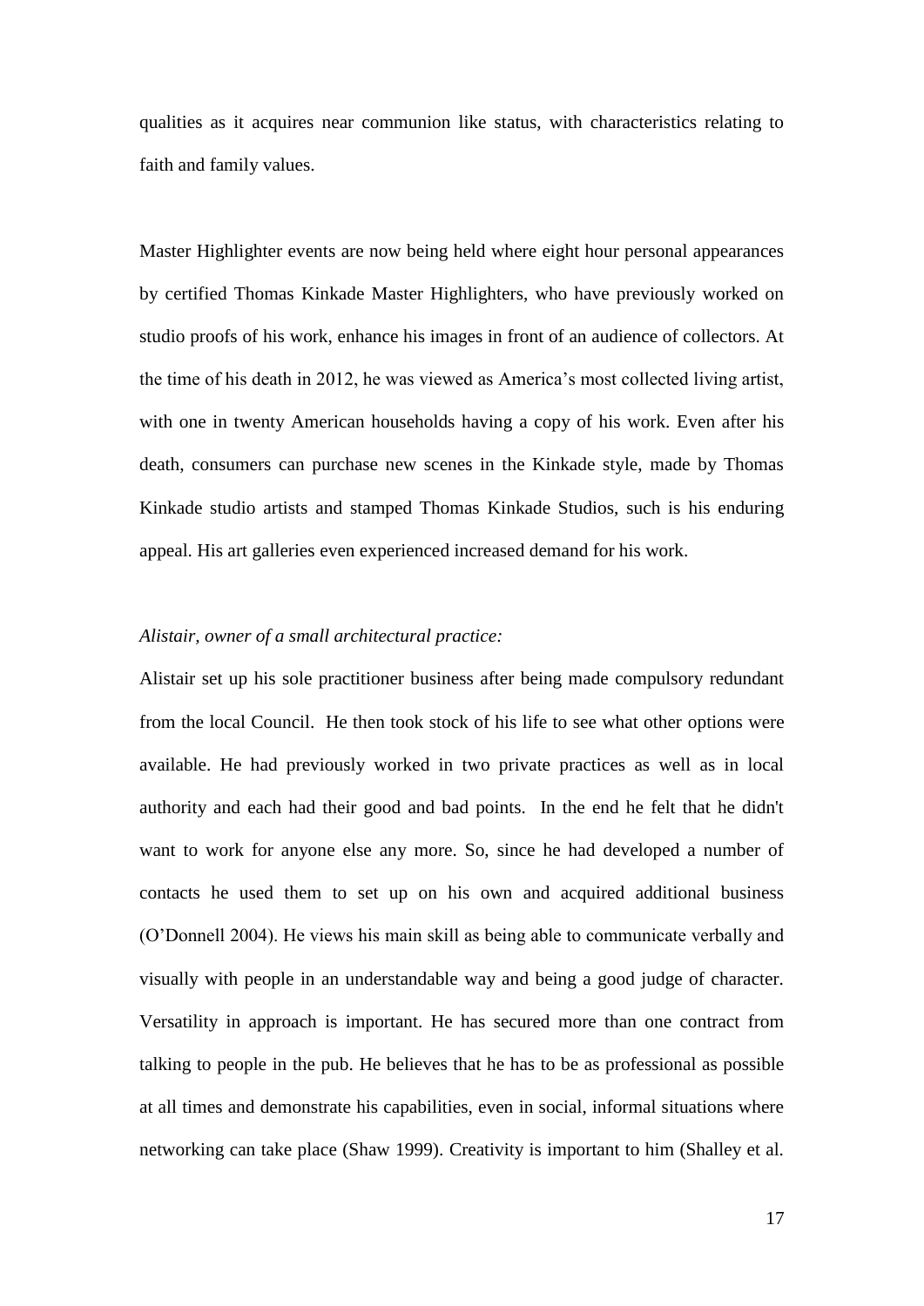qualities as it acquires near communion like status, with characteristics relating to faith and family values.

Master Highlighter events are now being held where eight hour personal appearances by certified Thomas Kinkade Master Highlighters, who have previously worked on studio proofs of his work, enhance his images in front of an audience of collectors. At the time of his death in 2012, he was viewed as America's most collected living artist, with one in twenty American households having a copy of his work. Even after his death, consumers can purchase new scenes in the Kinkade style, made by Thomas Kinkade studio artists and stamped Thomas Kinkade Studios, such is his enduring appeal. His art galleries even experienced increased demand for his work.

*Alistair, owner of a small architectural practice:*

Alistair set up his sole practitioner business after being made compulsory redundant from the local Council. He then took stock of his life to see what other options were available. He had previously worked in two private practices as well as in local authority and each had their good and bad points. In the end he felt that he didn't want to work for anyone else any more. So, since he had developed a number of contacts he used them to set up on his own and acquired additional business (O'Donnell 2004). He views his main skill as being able to communicate verbally and visually with people in an understandable way and being a good judge of character. Versatility in approach is important. He has secured more than one contract from talking to people in the pub. He believes that he has to be as professional as possible at all times and demonstrate his capabilities, even in social, informal situations where networking can take place (Shaw 1999). Creativity is important to him (Shalley et al.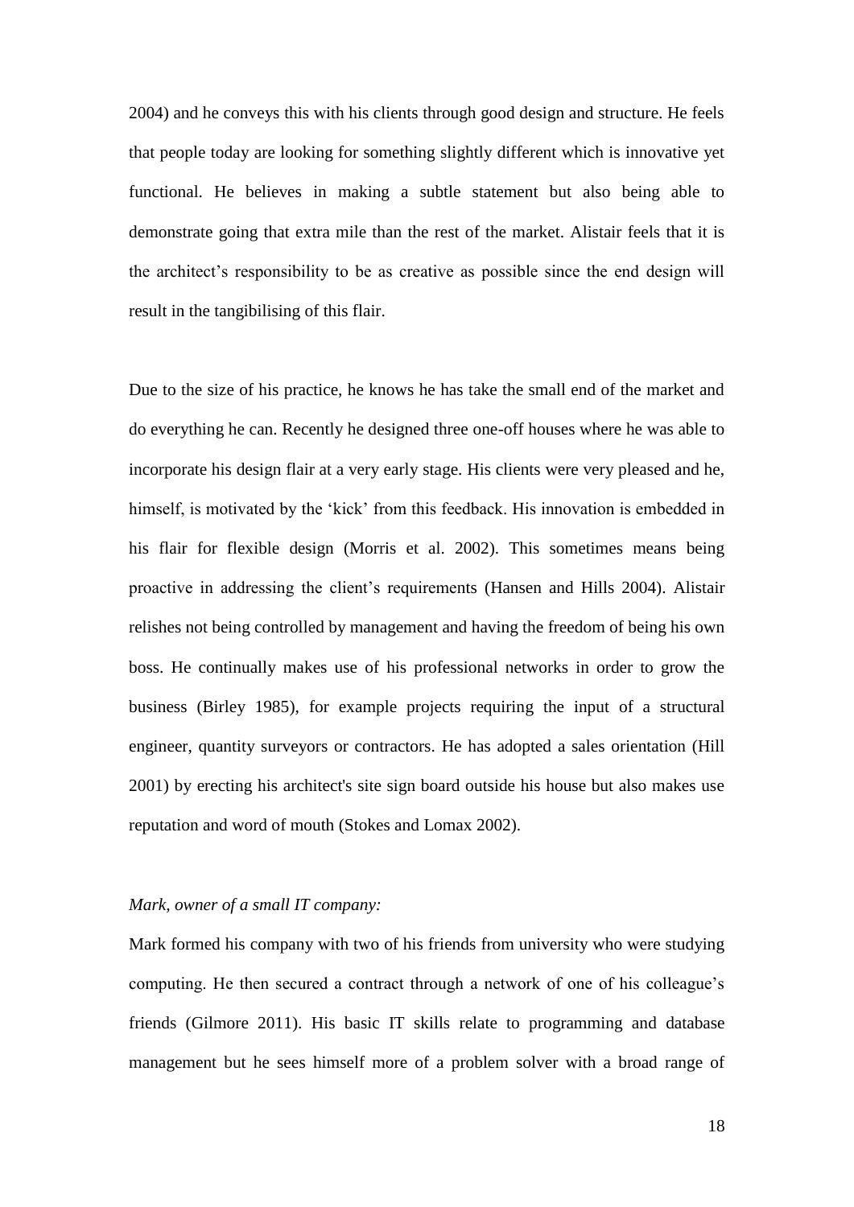2004) and he conveys this with his clients through good design and structure. He feels that people today are looking for something slightly different which is innovative yet functional. He believes in making a subtle statement but also being able to demonstrate going that extra mile than the rest of the market. Alistair feels that it is the architect's responsibility to be as creative as possible since the end design will result in the tangibilising of this flair.

Due to the size of his practice, he knows he has take the small end of the market and do everything he can. Recently he designed three one-off houses where he was able to incorporate his design flair at a very early stage. His clients were very pleased and he, himself, is motivated by the 'kick' from this feedback. His innovation is embedded in his flair for flexible design (Morris et al. 2002). This sometimes means being proactive in addressing the client's requirements (Hansen and Hills 2004). Alistair relishes not being controlled by management and having the freedom of being his own boss. He continually makes use of his professional networks in order to grow the business (Birley 1985), for example projects requiring the input of a structural engineer, quantity surveyors or contractors. He has adopted a sales orientation (Hill 2001) by erecting his architect's site sign board outside his house but also makes use reputation and word of mouth (Stokes and Lomax 2002).

*Mark, owner of a small IT company:*

Mark formed his company with two of his friends from university who were studying computing. He then secured a contract through a network of one of his colleague's friends (Gilmore 2011). His basic IT skills relate to programming and database management but he sees himself more of a problem solver with a broad range of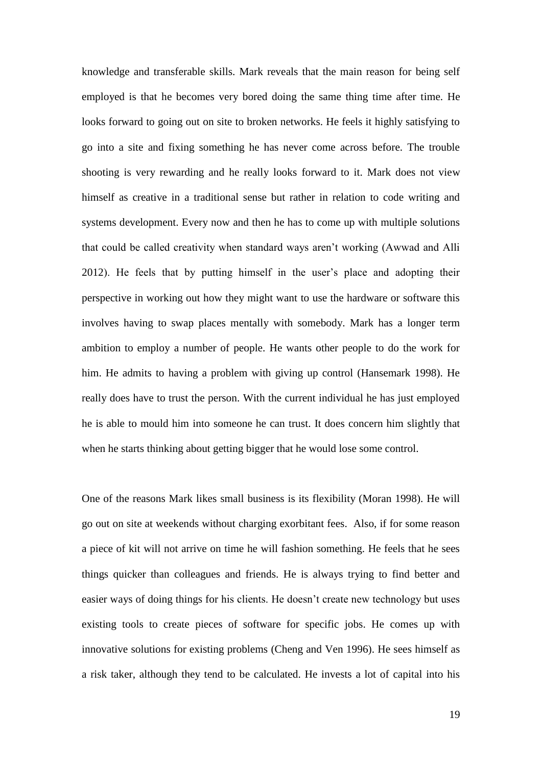knowledge and transferable skills. Mark reveals that the main reason for being self employed is that he becomes very bored doing the same thing time after time. He looks forward to going out on site to broken networks. He feels it highly satisfying to go into a site and fixing something he has never come across before. The trouble shooting is very rewarding and he really looks forward to it. Mark does not view himself as creative in a traditional sense but rather in relation to code writing and systems development. Every now and then he has to come up with multiple solutions that could be called creativity when standard ways aren't working (Awwad and Alli 2012). He feels that by putting himself in the user's place and adopting their perspective in working out how they might want to use the hardware or software this involves having to swap places mentally with somebody. Mark has a longer term ambition to employ a number of people. He wants other people to do the work for him. He admits to having a problem with giving up control (Hansemark 1998). He really does have to trust the person. With the current individual he has just employed he is able to mould him into someone he can trust. It does concern him slightly that when he starts thinking about getting bigger that he would lose some control.

One of the reasons Mark likes small business is its flexibility (Moran 1998). He will go out on site at weekends without charging exorbitant fees. Also, if for some reason a piece of kit will not arrive on time he will fashion something. He feels that he sees things quicker than colleagues and friends. He is always trying to find better and easier ways of doing things for his clients. He doesn't create new technology but uses existing tools to create pieces of software for specific jobs. He comes up with innovative solutions for existing problems (Cheng and Ven 1996). He sees himself as a risk taker, although they tend to be calculated. He invests a lot of capital into his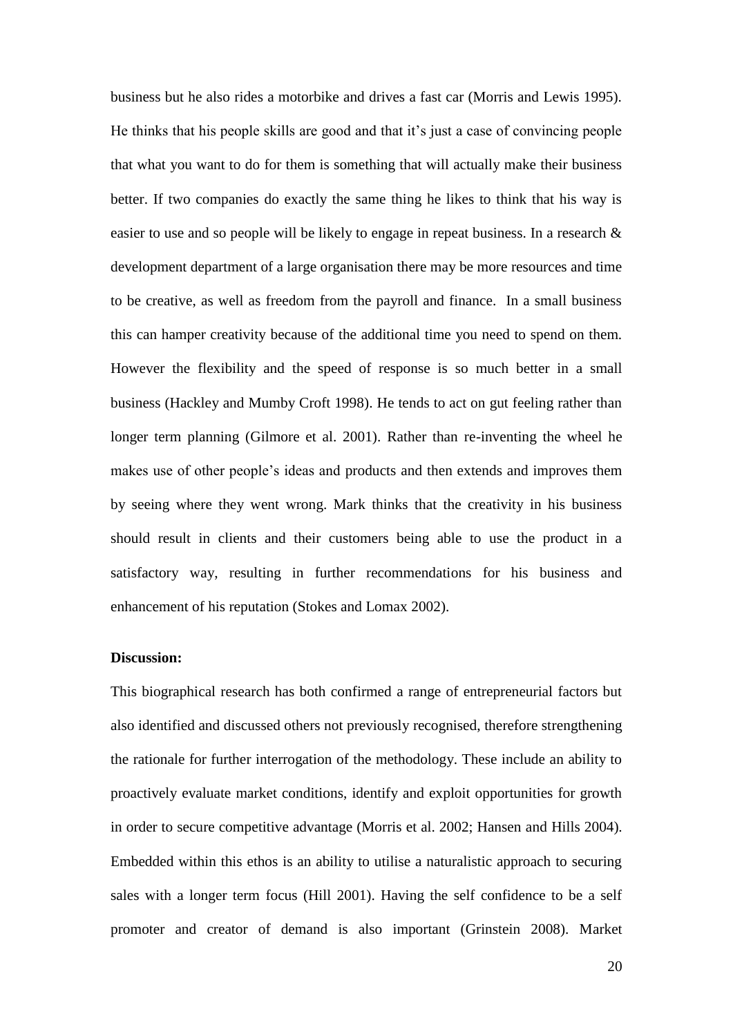business but he also rides a motorbike and drives a fast car (Morris and Lewis 1995). He thinks that his people skills are good and that it's just a case of convincing people that what you want to do for them is something that will actually make their business better. If two companies do exactly the same thing he likes to think that his way is easier to use and so people will be likely to engage in repeat business. In a research & development department of a large organisation there may be more resources and time to be creative, as well as freedom from the payroll and finance. In a small business this can hamper creativity because of the additional time you need to spend on them. However the flexibility and the speed of response is so much better in a small business (Hackley and Mumby Croft 1998). He tends to act on gut feeling rather than longer term planning (Gilmore et al. 2001). Rather than re-inventing the wheel he makes use of other people's ideas and products and then extends and improves them by seeing where they went wrong. Mark thinks that the creativity in his business should result in clients and their customers being able to use the product in a satisfactory way, resulting in further recommendations for his business and enhancement of his reputation (Stokes and Lomax 2002).

**Discussion:**

This biographical research has both confirmed a range of entrepreneurial factors but also identified and discussed others not previously recognised, therefore strengthening the rationale for further interrogation of the methodology. These include an ability to proactively evaluate market conditions, identify and exploit opportunities for growth in order to secure competitive advantage (Morris et al. 2002; Hansen and Hills 2004). Embedded within this ethos is an ability to utilise a naturalistic approach to securing sales with a longer term focus (Hill 2001). Having the self confidence to be a self promoter and creator of demand is also important (Grinstein 2008). Market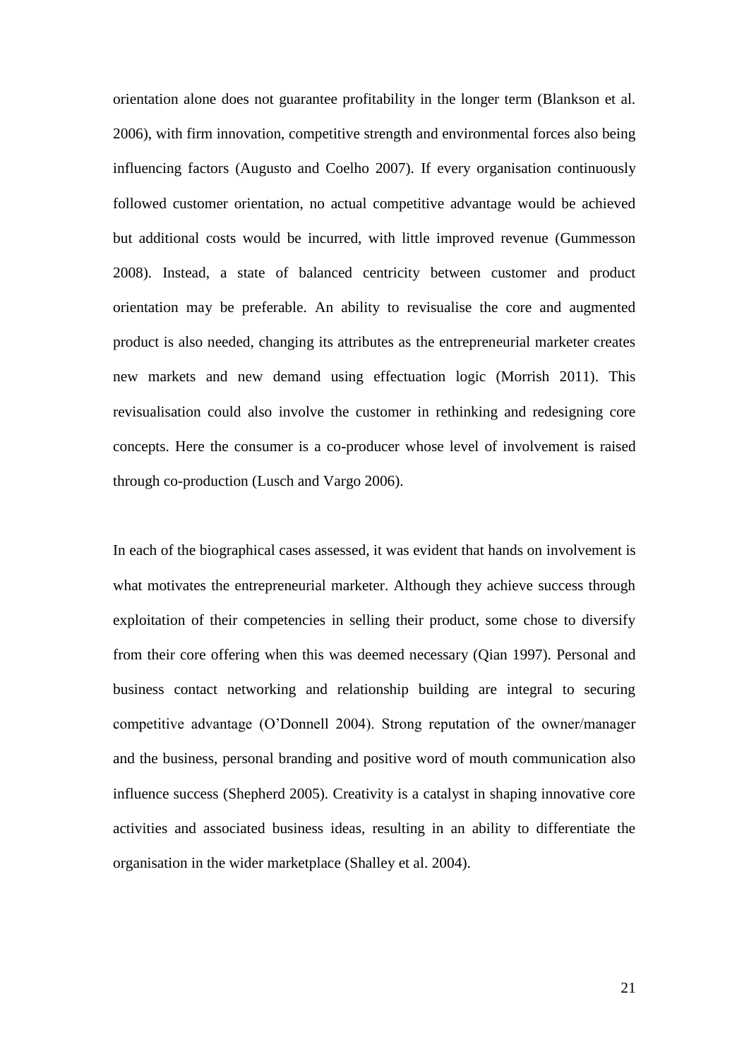orientation alone does not guarantee profitability in the longer term (Blankson et al. 2006), with firm innovation, competitive strength and environmental forces also being influencing factors (Augusto and Coelho 2007). If every organisation continuously followed customer orientation, no actual competitive advantage would be achieved but additional costs would be incurred, with little improved revenue (Gummesson 2008). Instead, a state of balanced centricity between customer and product orientation may be preferable. An ability to revisualise the core and augmented product is also needed, changing its attributes as the entrepreneurial marketer creates new markets and new demand using effectuation logic (Morrish 2011). This revisualisation could also involve the customer in rethinking and redesigning core concepts. Here the consumer is a co-producer whose level of involvement is raised through co-production (Lusch and Vargo 2006).

In each of the biographical cases assessed, it was evident that hands on involvement is what motivates the entrepreneurial marketer. Although they achieve success through exploitation of their competencies in selling their product, some chose to diversify from their core offering when this was deemed necessary (Qian 1997). Personal and business contact networking and relationship building are integral to securing competitive advantage (O'Donnell 2004). Strong reputation of the owner/manager and the business, personal branding and positive word of mouth communication also influence success (Shepherd 2005). Creativity is a catalyst in shaping innovative core activities and associated business ideas, resulting in an ability to differentiate the organisation in the wider marketplace (Shalley et al. 2004).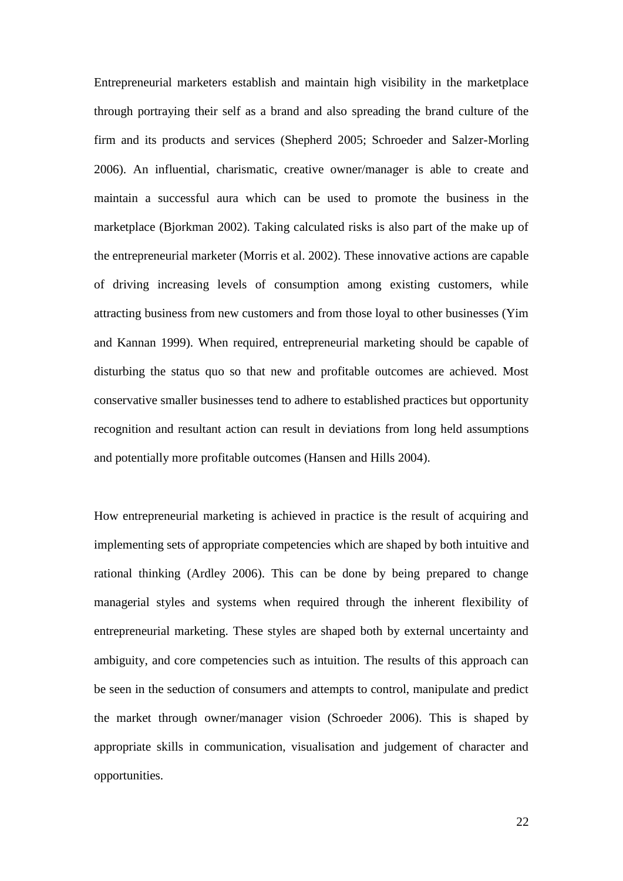Entrepreneurial marketers establish and maintain high visibility in the marketplace through portraying their self as a brand and also spreading the brand culture of the firm and its products and services (Shepherd 2005; Schroeder and Salzer-Morling 2006). An influential, charismatic, creative owner/manager is able to create and maintain a successful aura which can be used to promote the business in the marketplace (Bjorkman 2002). Taking calculated risks is also part of the make up of the entrepreneurial marketer (Morris et al. 2002). These innovative actions are capable of driving increasing levels of consumption among existing customers, while attracting business from new customers and from those loyal to other businesses (Yim and Kannan 1999). When required, entrepreneurial marketing should be capable of disturbing the status quo so that new and profitable outcomes are achieved. Most conservative smaller businesses tend to adhere to established practices but opportunity recognition and resultant action can result in deviations from long held assumptions and potentially more profitable outcomes (Hansen and Hills 2004).

How entrepreneurial marketing is achieved in practice is the result of acquiring and implementing sets of appropriate competencies which are shaped by both intuitive and rational thinking (Ardley 2006). This can be done by being prepared to change managerial styles and systems when required through the inherent flexibility of entrepreneurial marketing. These styles are shaped both by external uncertainty and ambiguity, and core competencies such as intuition. The results of this approach can be seen in the seduction of consumers and attempts to control, manipulate and predict the market through owner/manager vision (Schroeder 2006). This is shaped by appropriate skills in communication, visualisation and judgement of character and opportunities.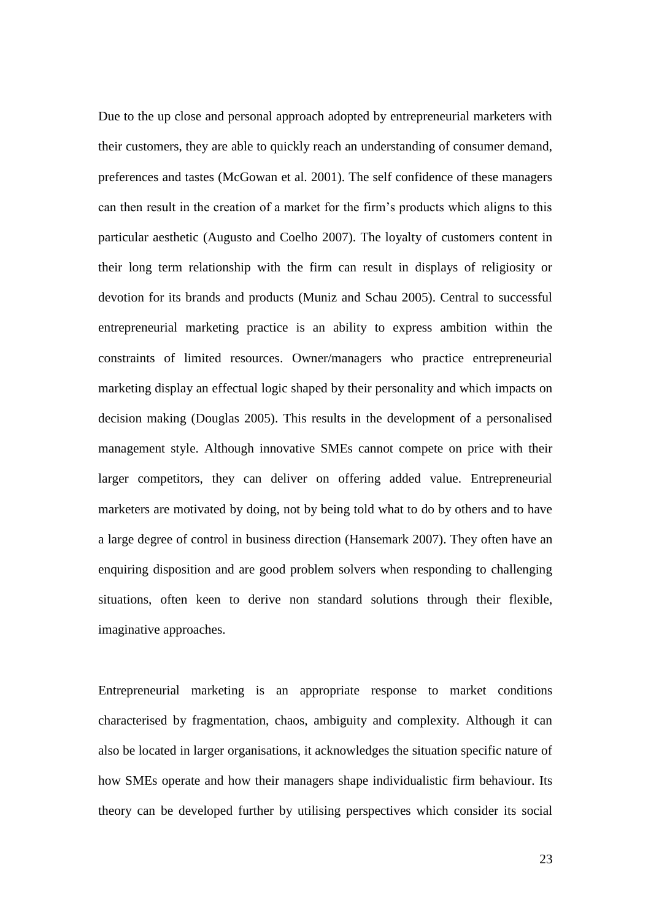Due to the up close and personal approach adopted by entrepreneurial marketers with their customers, they are able to quickly reach an understanding of consumer demand, preferences and tastes (McGowan et al. 2001). The self confidence of these managers can then result in the creation of a market for the firm's products which aligns to this particular aesthetic (Augusto and Coelho 2007). The loyalty of customers content in their long term relationship with the firm can result in displays of religiosity or devotion for its brands and products (Muniz and Schau 2005). Central to successful entrepreneurial marketing practice is an ability to express ambition within the constraints of limited resources. Owner/managers who practice entrepreneurial marketing display an effectual logic shaped by their personality and which impacts on decision making (Douglas 2005). This results in the development of a personalised management style. Although innovative SMEs cannot compete on price with their larger competitors, they can deliver on offering added value. Entrepreneurial marketers are motivated by doing, not by being told what to do by others and to have a large degree of control in business direction (Hansemark 2007). They often have an enquiring disposition and are good problem solvers when responding to challenging situations, often keen to derive non standard solutions through their flexible, imaginative approaches.

Entrepreneurial marketing is an appropriate response to market conditions characterised by fragmentation, chaos, ambiguity and complexity. Although it can also be located in larger organisations, it acknowledges the situation specific nature of how SMEs operate and how their managers shape individualistic firm behaviour. Its theory can be developed further by utilising perspectives which consider its social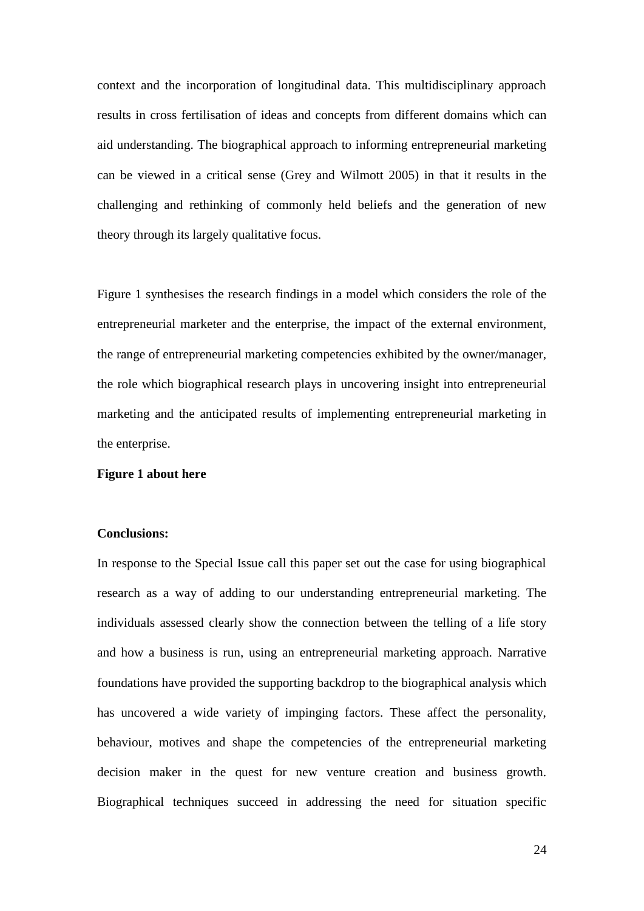context and the incorporation of longitudinal data. This multidisciplinary approach results in cross fertilisation of ideas and concepts from different domains which can aid understanding. The biographical approach to informing entrepreneurial marketing can be viewed in a critical sense (Grey and Wilmott 2005) in that it results in the challenging and rethinking of commonly held beliefs and the generation of new theory through its largely qualitative focus.

Figure 1 synthesises the research findings in a model which considers the role of the entrepreneurial marketer and the enterprise, the impact of the external environment, the range of entrepreneurial marketing competencies exhibited by the owner/manager, the role which biographical research plays in uncovering insight into entrepreneurial marketing and the anticipated results of implementing entrepreneurial marketing in the enterprise.

**Figure 1 about here**

**Conclusions:**

In response to the Special Issue call this paper set out the case for using biographical research as a way of adding to our understanding entrepreneurial marketing. The individuals assessed clearly show the connection between the telling of a life story and how a business is run, using an entrepreneurial marketing approach. Narrative foundations have provided the supporting backdrop to the biographical analysis which has uncovered a wide variety of impinging factors. These affect the personality, behaviour, motives and shape the competencies of the entrepreneurial marketing decision maker in the quest for new venture creation and business growth. Biographical techniques succeed in addressing the need for situation specific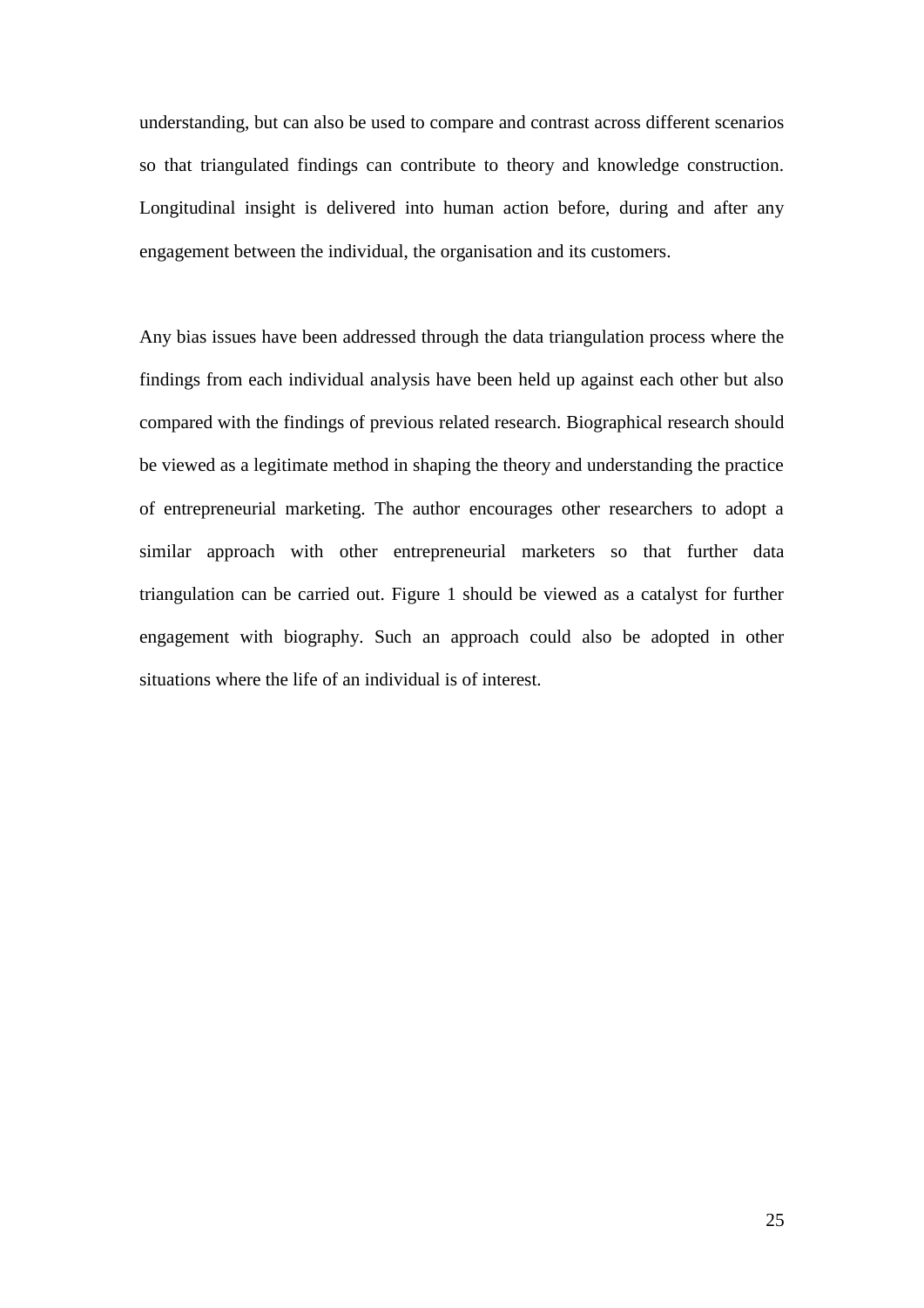understanding, but can also be used to compare and contrast across different scenarios so that triangulated findings can contribute to theory and knowledge construction. Longitudinal insight is delivered into human action before, during and after any engagement between the individual, the organisation and its customers.

Any bias issues have been addressed through the data triangulation process where the findings from each individual analysis have been held up against each other but also compared with the findings of previous related research. Biographical research should be viewed as a legitimate method in shaping the theory and understanding the practice of entrepreneurial marketing. The author encourages other researchers to adopt a similar approach with other entrepreneurial marketers so that further data triangulation can be carried out. Figure 1 should be viewed as a catalyst for further engagement with biography. Such an approach could also be adopted in other situations where the life of an individual is of interest.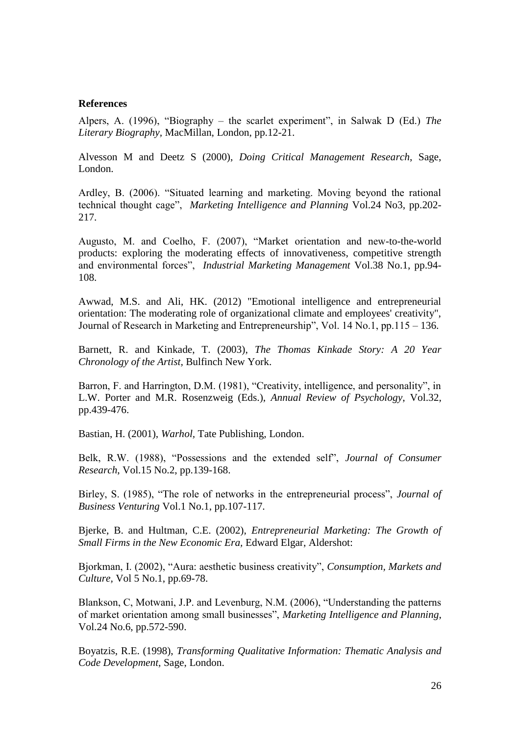**References**

Alpers, A. (1996), “Biography – the scarlet experiment”, in Salwak D (Ed.) *The Literary Biography,* MacMillan, London, pp.12-21.

Alvesson M and Deetz S (2000), *Doing Critical Management Research*, Sage, London.

Ardley, B. (2006). “Situated learning and marketing. Moving beyond the rational technical thought cage”, *Marketing Intelligence and Planning* Vol.24 No3, pp.202-217.

Augusto, M. and Coelho, F. (2007), “Market orientation and new-to-the-world products: exploring the moderating effects of innovativeness, competitive strength and environmental forces”, *Industrial Marketing Management* Vol.38 No.1, pp.94-108.

Awwad, M.S. and Ali, HK. (2012) "Emotional intelligence and entrepreneurial orientation: The moderating role of organizational climate and employees' creativity", Journal of Research in Marketing and Entrepreneurship”, Vol. 14 No.1, pp.115 – 136.

Barnett, R. and Kinkade, T. (2003), *The Thomas Kinkade Story: A 20 Year Chronology of the Artist,* Bulfinch New York.

Barron, F. and Harrington, D.M. (1981), “Creativity, intelligence, and personality”, in L.W. Porter and M.R. Rosenzweig (Eds.), *Annual Review of Psychology,* Vol.32, pp.439-476.

Bastian, H. (2001), *Warhol,* Tate Publishing, London.

Belk, R.W. (1988), “Possessions and the extended self”, *Journal of Consumer Research*, Vol.15 No.2, pp.139-168.

Birley, S. (1985), “The role of networks in the entrepreneurial process”, *Journal of Business Venturing* Vol.1 No.1, pp.107-117.

Bjerke, B. and Hultman, C.E. (2002), *Entrepreneurial Marketing: The Growth of Small Firms in the New Economic Era,* Edward Elgar, Aldershot:

Bjorkman, I. (2002), “Aura: aesthetic business creativity”, *Consumption, Markets and Culture*, Vol 5 No.1, pp.69-78.

Blankson, C, Motwani, J.P. and Levenburg, N.M. (2006), “Understanding the patterns of market orientation among small businesses”, *Marketing Intelligence and Planning,* Vol.24 No.6, pp.572-590.

Boyatzis, R.E. (1998), *Transforming Qualitative Information: Thematic Analysis and Code Development,* Sage, London.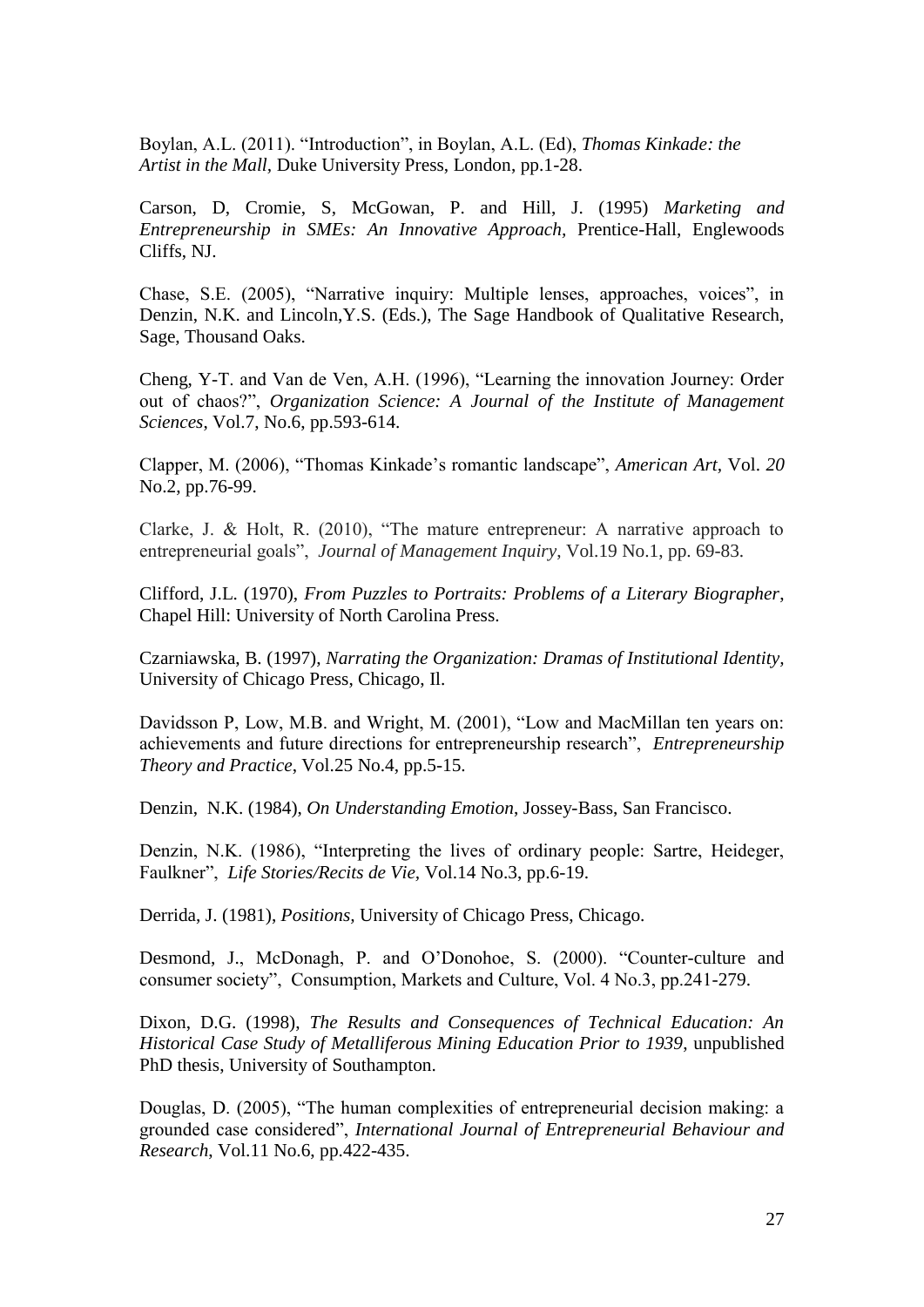Boylan, A.L. (2011). “Introduction”, in Boylan, A.L. (Ed), *Thomas Kinkade: the Artist in the Mall*, Duke University Press, London, pp.1-28.

Carson, D, Cromie, S, McGowan, P. and Hill, J. (1995) *Marketing and Entrepreneurship in SMEs: An Innovative Approach*, Prentice-Hall, Englewoods Cliffs, NJ.

Chase, S.E. (2005), “Narrative inquiry: Multiple lenses, approaches, voices”, in Denzin, N.K. and Lincoln,Y.S. (Eds.), The Sage Handbook of Qualitative Research, Sage, Thousand Oaks.

Cheng, Y-T. and Van de Ven, A.H. (1996), “Learning the innovation Journey: Order out of chaos?”, *Organization Science: A Journal of the Institute of Management Sciences*, Vol.7, No.6, pp.593-614.

Clapper, M. (2006), “Thomas Kinkade’s romantic landscape”, *American Art*, Vol. *20* No.2, pp.76-99.

Clarke, J. & Holt, R. (2010), “The mature entrepreneur: A narrative approach to entrepreneurial goals”, *Journal of Management Inquiry*, Vol.19 No.1, pp. 69-83.

Clifford, J.L. (1970), *From Puzzles to Portraits: Problems of a Literary Biographer*, Chapel Hill: University of North Carolina Press.

Czarniawska, B. (1997), *Narrating the Organization: Dramas of Institutional Identity,* University of Chicago Press, Chicago, Il.

Davidsson P, Low, M.B. and Wright, M. (2001), “Low and MacMillan ten years on: achievements and future directions for entrepreneurship research”, *Entrepreneurship Theory and Practice*, Vol.25 No.4, pp.5-15.

Denzin, N.K. (1984), *On Understanding Emotion*, Jossey-Bass, San Francisco.

Denzin, N.K. (1986), “Interpreting the lives of ordinary people: Sartre, Heideger, Faulkner”, *Life Stories/Recits de Vie,* Vol.14 No.3, pp.6-19.

Derrida, J. (1981), *Positions*, University of Chicago Press, Chicago.

Desmond, J., McDonagh, P. and O’Donohoe, S. (2000). “Counter-culture and consumer society”, Consumption, Markets and Culture, Vol. 4 No.3, pp.241-279.

Dixon, D.G. (1998), *The Results and Consequences of Technical Education: An Historical Case Study of Metalliferous Mining Education Prior to 1939*, unpublished PhD thesis, University of Southampton.

Douglas, D. (2005), “The human complexities of entrepreneurial decision making: a grounded case considered”, *International Journal of Entrepreneurial Behaviour and Research*, Vol.11 No.6, pp.422-435.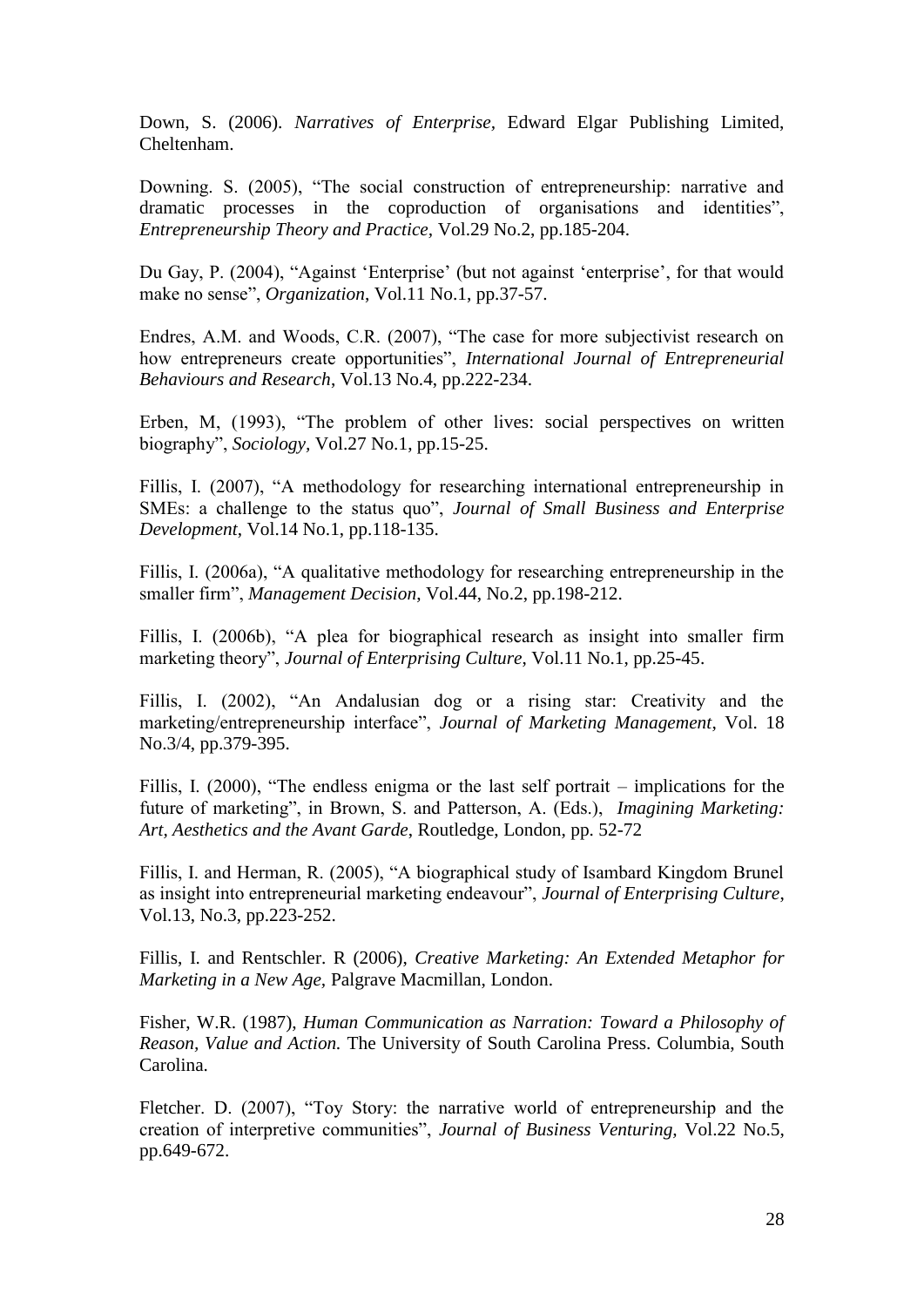Down, S. (2006). *Narratives of Enterprise,* Edward Elgar Publishing Limited, Cheltenham.

Downing. S. (2005), "The social construction of entrepreneurship: narrative and dramatic processes in the coproduction of organisations and identities", *Entrepreneurship Theory and Practice,* Vol.29 No.2, pp.185-204.

Du Gay, P. (2004), "Against 'Enterprise' (but not against 'enterprise', for that would make no sense", *Organization,* Vol.11 No.1, pp.37-57.

Endres, A.M. and Woods, C.R. (2007), "The case for more subjectivist research on how entrepreneurs create opportunities", *International Journal of Entrepreneurial Behaviours and Research*, Vol.13 No.4, pp.222-234.

Erben, M, (1993), "The problem of other lives: social perspectives on written biography", *Sociology*, Vol.27 No.1, pp.15-25.

Fillis, I. (2007), "A methodology for researching international entrepreneurship in SMEs: a challenge to the status quo", *Journal of Small Business and Enterprise Development*, Vol.14 No.1, pp.118-135.

Fillis, I. (2006a), "A qualitative methodology for researching entrepreneurship in the smaller firm", *Management Decision,* Vol.44, No.2, pp.198-212.

Fillis, I. (2006b), "A plea for biographical research as insight into smaller firm marketing theory", *Journal of Enterprising Culture*, Vol.11 No.1, pp.25-45.

Fillis, I. (2002), "An Andalusian dog or a rising star: Creativity and the marketing/entrepreneurship interface", *Journal of Marketing Management*, Vol. 18 No.3/4, pp.379-395.

Fillis, I. (2000), "The endless enigma or the last self portrait – implications for the future of marketing", in Brown, S. and Patterson, A. (Eds.), *Imagining Marketing: Art, Aesthetics and the Avant Garde*, Routledge, London, pp. 52-72

Fillis, I. and Herman, R. (2005), "A biographical study of Isambard Kingdom Brunel as insight into entrepreneurial marketing endeavour", *Journal of Enterprising Culture*, Vol.13, No.3, pp.223-252.

Fillis, I. and Rentschler. R (2006), *Creative Marketing: An Extended Metaphor for Marketing in a New Age,* Palgrave Macmillan, London.

Fisher, W.R. (1987), *Human Communication as Narration: Toward a Philosophy of Reason, Value and Action.* The University of South Carolina Press. Columbia, South Carolina.

Fletcher. D. (2007), "Toy Story: the narrative world of entrepreneurship and the creation of interpretive communities", *Journal of Business Venturing,* Vol.22 No.5, pp.649-672.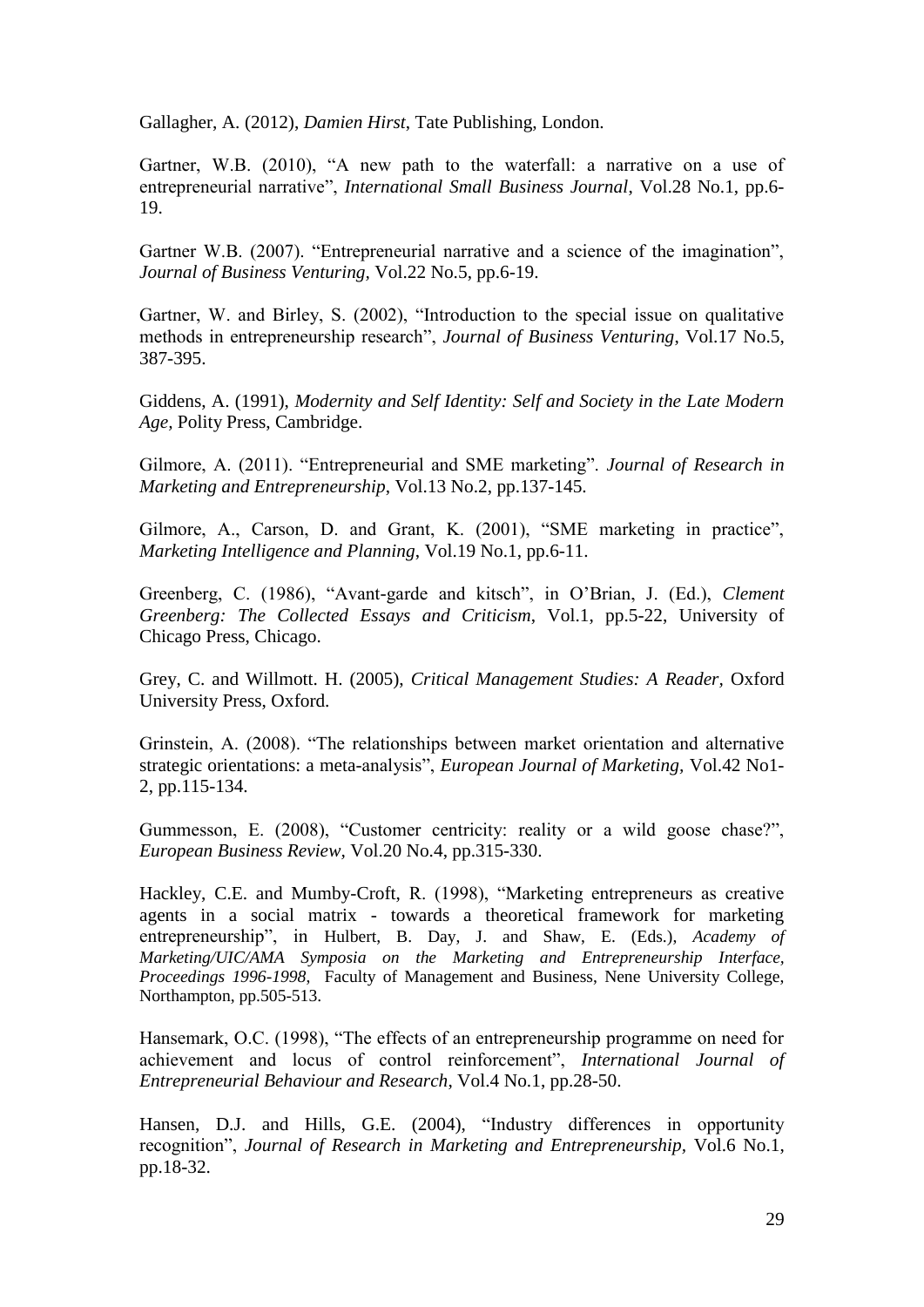Gallagher, A. (2012), *Damien Hirst*, Tate Publishing, London.

Gartner, W.B. (2010), "A new path to the waterfall: a narrative on a use of entrepreneurial narrative", *International Small Business Journal*, Vol.28 No.1, pp.6-19.

Gartner W.B. (2007). "Entrepreneurial narrative and a science of the imagination", *Journal of Business Venturing*, Vol.22 No.5, pp.6-19.

Gartner, W. and Birley, S. (2002), "Introduction to the special issue on qualitative methods in entrepreneurship research", *Journal of Business Venturing*, Vol.17 No.5, 387-395.

Giddens, A. (1991), *Modernity and Self Identity: Self and Society in the Late Modern Age*, Polity Press, Cambridge.

Gilmore, A. (2011). "Entrepreneurial and SME marketing". *Journal of Research in Marketing and Entrepreneurship*, Vol.13 No.2, pp.137-145.

Gilmore, A., Carson, D. and Grant, K. (2001), "SME marketing in practice", *Marketing Intelligence and Planning*, Vol.19 No.1, pp.6-11.

Greenberg, C. (1986), "Avant-garde and kitsch", in O'Brian, J. (Ed.), *Clement Greenberg: The Collected Essays and Criticism*, Vol.1, pp.5-22, University of Chicago Press, Chicago.

Grey, C. and Willmott. H. (2005), *Critical Management Studies: A Reader*, Oxford University Press, Oxford.

Grinstein, A. (2008). "The relationships between market orientation and alternative strategic orientations: a meta-analysis", *European Journal of Marketing*, Vol.42 No1-2, pp.115-134.

Gummesson, E. (2008), "Customer centricity: reality or a wild goose chase?", *European Business Review*, Vol.20 No.4, pp.315-330.

Hackley, C.E. and Mumby-Croft, R. (1998), "Marketing entrepreneurs as creative agents in a social matrix - towards a theoretical framework for marketing entrepreneurship", in Hulbert, B. Day, J. and Shaw, E. (Eds.), *Academy of Marketing/UIC/AMA Symposia on the Marketing and Entrepreneurship Interface, Proceedings 1996-1998*, Faculty of Management and Business, Nene University College, Northampton, pp.505-513.

Hansemark, O.C. (1998), "The effects of an entrepreneurship programme on need for achievement and locus of control reinforcement", *International Journal of Entrepreneurial Behaviour and Research*, Vol.4 No.1, pp.28-50.

Hansen, D.J. and Hills, G.E. (2004), "Industry differences in opportunity recognition", *Journal of Research in Marketing and Entrepreneurship*, Vol.6 No.1, pp.18-32.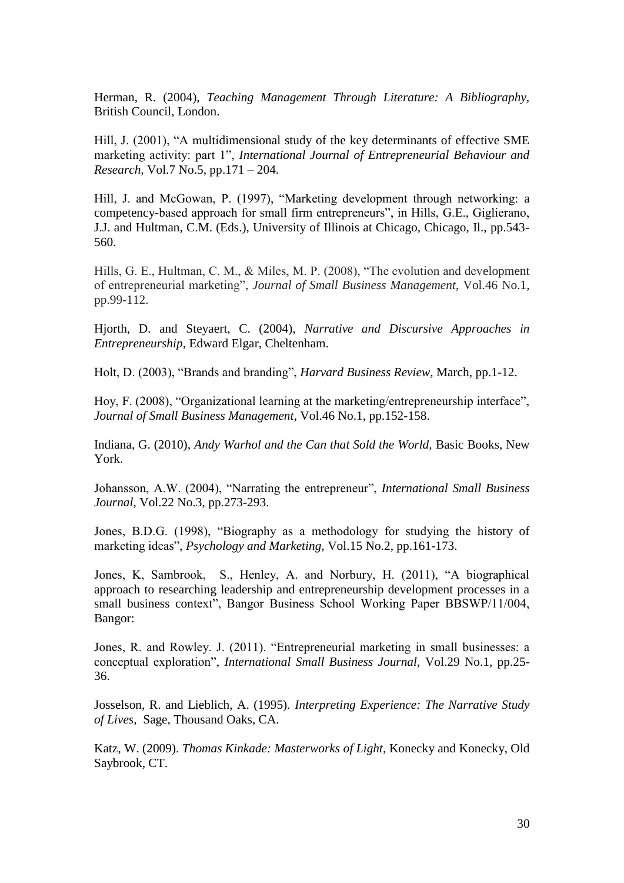Herman, R. (2004), *Teaching Management Through Literature: A Bibliography*, British Council, London.

Hill, J. (2001), "A multidimensional study of the key determinants of effective SME marketing activity: part 1", *International Journal of Entrepreneurial Behaviour and Research*, Vol.7 No.5, pp.171 – 204.

Hill, J. and McGowan, P. (1997), "Marketing development through networking: a competency-based approach for small firm entrepreneurs", in Hills, G.E., Giglierano, J.J. and Hultman, C.M. (Eds.), University of Illinois at Chicago, Chicago, Il., pp.543-560.

Hills, G. E., Hultman, C. M., & Miles, M. P. (2008), "The evolution and development of entrepreneurial marketing", *Journal of Small Business Management*, Vol.46 No.1, pp.99-112.

Hjorth, D. and Steyaert, C. (2004), *Narrative and Discursive Approaches in Entrepreneurship*, Edward Elgar, Cheltenham.

Holt, D. (2003), "Brands and branding", *Harvard Business Review*, March, pp.1-12.

Hoy, F. (2008), "Organizational learning at the marketing/entrepreneurship interface", *Journal of Small Business Management*, Vol.46 No.1, pp.152-158.

Indiana, G. (2010), *Andy Warhol and the Can that Sold the World,* Basic Books, New York.

Johansson, A.W. (2004), "Narrating the entrepreneur", *International Small Business Journal*, Vol.22 No.3, pp.273-293.

Jones, B.D.G. (1998), "Biography as a methodology for studying the history of marketing ideas", *Psychology and Marketing,* Vol.15 No.2, pp.161-173.

Jones, K, Sambrook, S., Henley, A. and Norbury, H. (2011), "A biographical approach to researching leadership and entrepreneurship development processes in a small business context", Bangor Business School Working Paper BBSWP/11/004, Bangor:

Jones, R. and Rowley. J. (2011). "Entrepreneurial marketing in small businesses: a conceptual exploration", *International Small Business Journal,* Vol.29 No.1, pp.25-36.

Josselson, R. and Lieblich, A. (1995). *Interpreting Experience: The Narrative Study of Lives,* Sage, Thousand Oaks, CA.

Katz, W. (2009). *Thomas Kinkade: Masterworks of Light,* Konecky and Konecky, Old Saybrook, CT.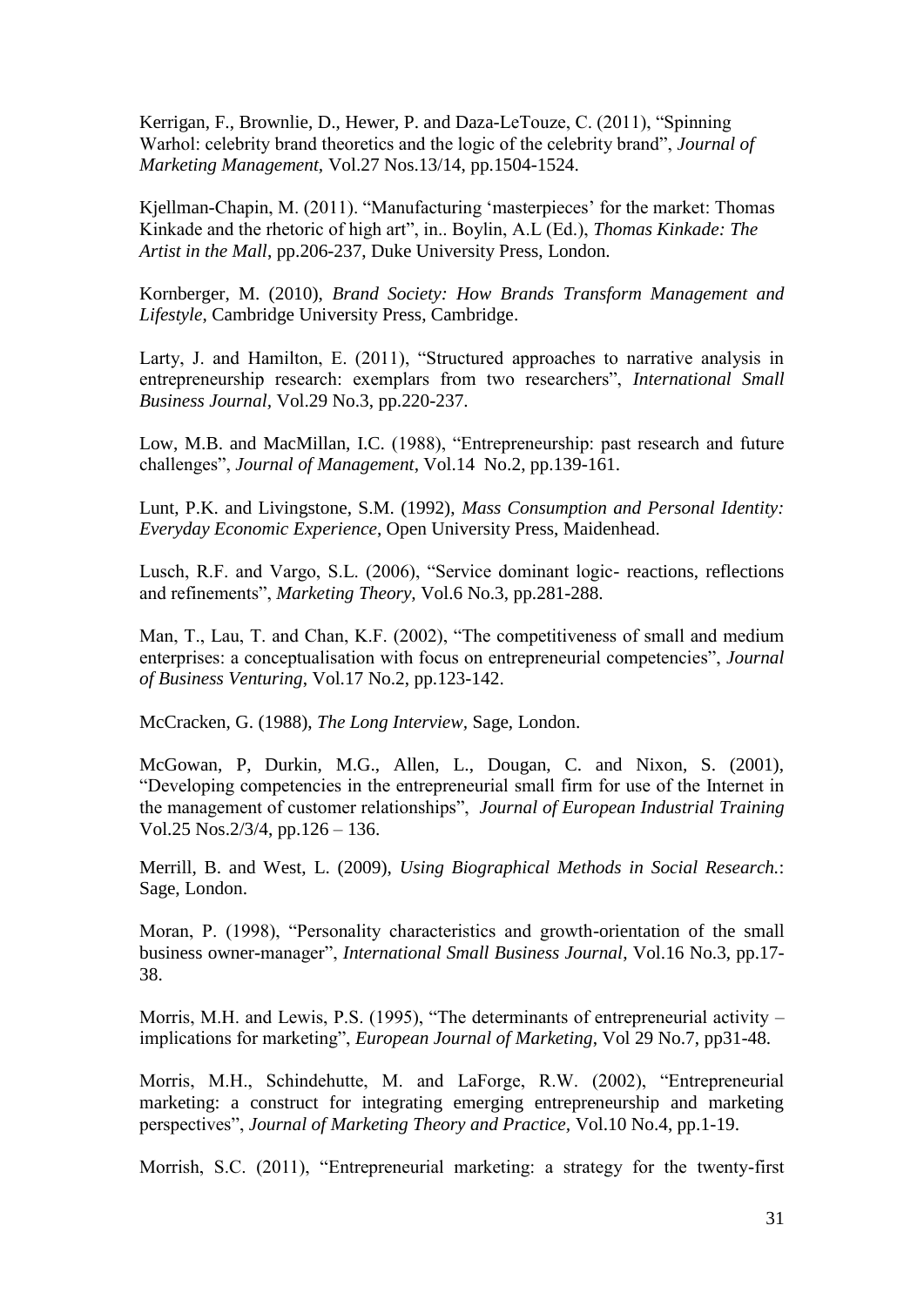Kerrigan, F., Brownlie, D., Hewer, P. and Daza-LeTouze, C. (2011), "Spinning Warhol: celebrity brand theoretics and the logic of the celebrity brand", *Journal of Marketing Management*, Vol.27 Nos.13/14, pp.1504-1524.

Kjellman-Chapin, M. (2011). "Manufacturing 'masterpieces' for the market: Thomas Kinkade and the rhetoric of high art", in.. Boylin, A.L (Ed.), *Thomas Kinkade: The Artist in the Mall*, pp.206-237, Duke University Press, London.

Kornberger, M. (2010), *Brand Society: How Brands Transform Management and Lifestyle*, Cambridge University Press, Cambridge.

Larty, J. and Hamilton, E. (2011), "Structured approaches to narrative analysis in entrepreneurship research: exemplars from two researchers", *International Small Business Journal*, Vol.29 No.3, pp.220-237.

Low, M.B. and MacMillan, I.C. (1988), "Entrepreneurship: past research and future challenges", *Journal of Management*, Vol.14 No.2, pp.139-161.

Lunt, P.K. and Livingstone, S.M. (1992), *Mass Consumption and Personal Identity: Everyday Economic Experience*, Open University Press, Maidenhead.

Lusch, R.F. and Vargo, S.L. (2006), "Service dominant logic- reactions, reflections and refinements", *Marketing Theory,* Vol.6 No.3, pp.281-288.

Man, T., Lau, T. and Chan, K.F. (2002), "The competitiveness of small and medium enterprises: a conceptualisation with focus on entrepreneurial competencies", *Journal of Business Venturing*, Vol.17 No.2, pp.123-142.

McCracken, G. (1988), *The Long Interview,* Sage, London.

McGowan, P, Durkin, M.G., Allen, L., Dougan, C. and Nixon, S. (2001), "Developing competencies in the entrepreneurial small firm for use of the Internet in the management of customer relationships", *Journal of European Industrial Training* Vol.25 Nos.2/3/4, pp.126 – 136.

Merrill, B. and West, L. (2009), *Using Biographical Methods in Social Research.*: Sage, London.

Moran, P. (1998), "Personality characteristics and growth-orientation of the small business owner-manager", *International Small Business Journal*, Vol.16 No.3, pp.17-38.

Morris, M.H. and Lewis, P.S. (1995), "The determinants of entrepreneurial activity – implications for marketing", *European Journal of Marketing*, Vol 29 No.7, pp31-48.

Morris, M.H., Schindehutte, M. and LaForge, R.W. (2002), "Entrepreneurial marketing: a construct for integrating emerging entrepreneurship and marketing perspectives", *Journal of Marketing Theory and Practice,* Vol.10 No.4, pp.1-19.

Morrish, S.C. (2011), "Entrepreneurial marketing: a strategy for the twenty-first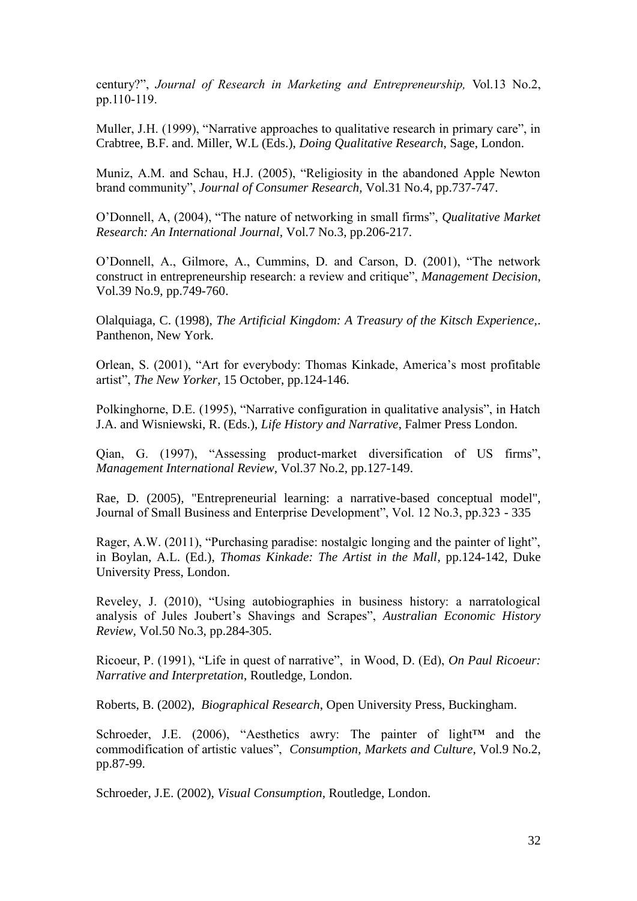century?", *Journal of Research in Marketing and Entrepreneurship,* Vol.13 No.2, pp.110-119.

Muller, J.H. (1999), "Narrative approaches to qualitative research in primary care", in Crabtree, B.F. and. Miller, W.L (Eds.), *Doing Qualitative Research*, Sage, London.

Muniz, A.M. and Schau, H.J. (2005), "Religiosity in the abandoned Apple Newton brand community", *Journal of Consumer Research*, Vol.31 No.4, pp.737-747.

O'Donnell, A, (2004), "The nature of networking in small firms", *Qualitative Market Research: An International Journal*, Vol.7 No.3, pp.206-217.

O'Donnell, A., Gilmore, A., Cummins, D. and Carson, D. (2001), "The network construct in entrepreneurship research: a review and critique", *Management Decision*, Vol.39 No.9, pp.749-760.

Olalquiaga, C. (1998), *The Artificial Kingdom: A Treasury of the Kitsch Experience,*. Panthenon, New York.

Orlean, S. (2001), "Art for everybody: Thomas Kinkade, America's most profitable artist", *The New Yorker*, 15 October, pp.124-146.

Polkinghorne, D.E. (1995), "Narrative configuration in qualitative analysis", in Hatch J.A. and Wisniewski, R. (Eds.), *Life History and Narrative*, Falmer Press London.

Qian, G. (1997), "Assessing product-market diversification of US firms", *Management International Review*, Vol.37 No.2, pp.127-149.

Rae, D. (2005), "Entrepreneurial learning: a narrative-based conceptual model", Journal of Small Business and Enterprise Development", Vol. 12 No.3, pp.323 - 335

Rager, A.W. (2011), "Purchasing paradise: nostalgic longing and the painter of light", in Boylan, A.L. (Ed.), *Thomas Kinkade: The Artist in the Mall*, pp.124-142, Duke University Press, London.

Reveley, J. (2010), "Using autobiographies in business history: a narratological analysis of Jules Joubert's Shavings and Scrapes", *Australian Economic History Review,* Vol.50 No.3, pp.284-305.

Ricoeur, P. (1991), "Life in quest of narrative", in Wood, D. (Ed), *On Paul Ricoeur: Narrative and Interpretation*, Routledge, London.

Roberts, B. (2002), *Biographical Research*, Open University Press, Buckingham.

Schroeder, J.E. (2006), "Aesthetics awry: The painter of light™ and the commodification of artistic values", *Consumption, Markets and Culture,* Vol.9 No.2, pp.87-99.

Schroeder, J.E. (2002), *Visual Consumption,* Routledge, London.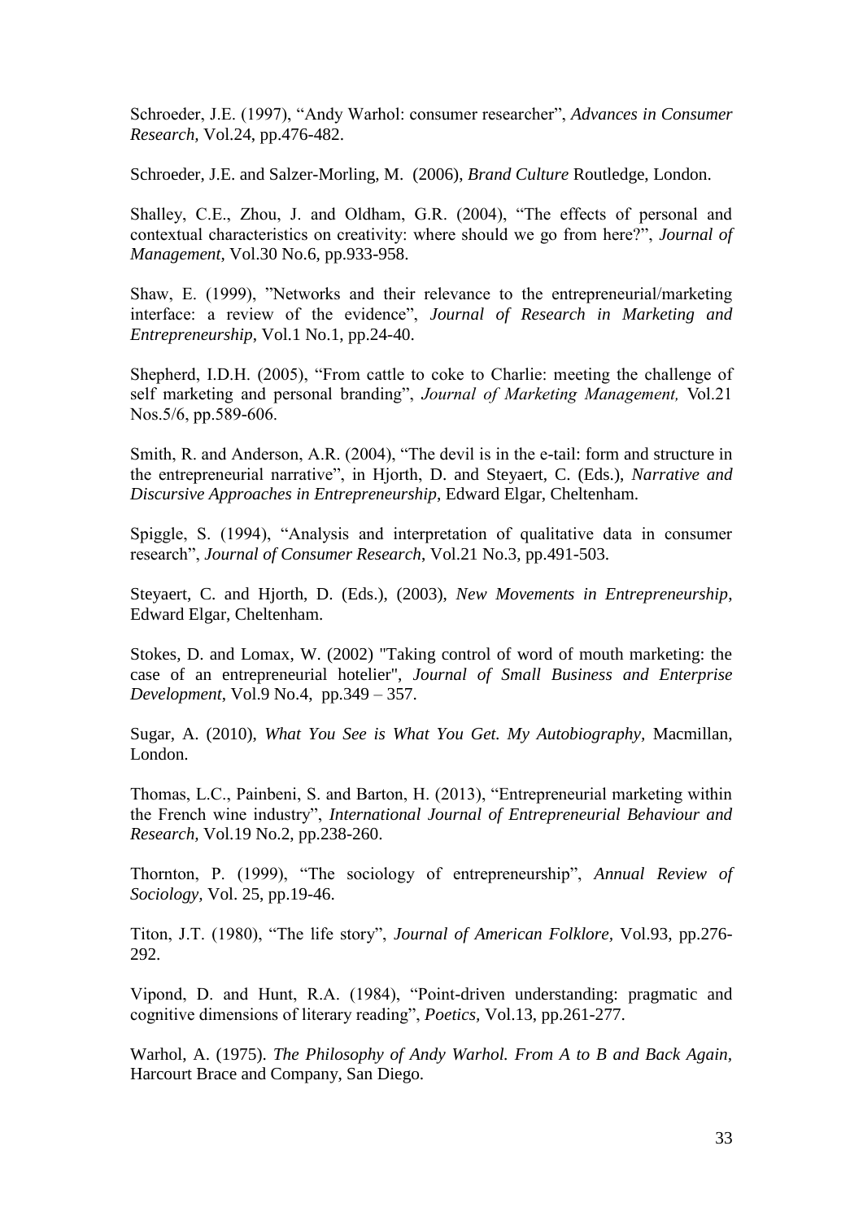Schroeder, J.E. (1997), "Andy Warhol: consumer researcher", *Advances in Consumer Research,* Vol.24, pp.476-482.

Schroeder, J.E. and Salzer-Morling, M. (2006), *Brand Culture* Routledge, London.

Shalley, C.E., Zhou, J. and Oldham, G.R. (2004), "The effects of personal and contextual characteristics on creativity: where should we go from here?", *Journal of Management*, Vol.30 No.6, pp.933-958.

Shaw, E. (1999), "Networks and their relevance to the entrepreneurial/marketing interface: a review of the evidence", *Journal of Research in Marketing and Entrepreneurship*, Vol.1 No.1, pp.24-40.

Shepherd, I.D.H. (2005), "From cattle to coke to Charlie: meeting the challenge of self marketing and personal branding", *Journal of Marketing Management,* Vol.21 Nos.5/6, pp.589-606.

Smith, R. and Anderson, A.R. (2004), "The devil is in the e-tail: form and structure in the entrepreneurial narrative", in Hjorth, D. and Steyaert, C. (Eds.), *Narrative and Discursive Approaches in Entrepreneurship*, Edward Elgar, Cheltenham.

Spiggle, S. (1994), "Analysis and interpretation of qualitative data in consumer research", *Journal of Consumer Research*, Vol.21 No.3, pp.491-503.

Steyaert, C. and Hjorth, D. (Eds.), (2003), *New Movements in Entrepreneurship*, Edward Elgar, Cheltenham.

Stokes, D. and Lomax, W. (2002) "Taking control of word of mouth marketing: the case of an entrepreneurial hotelier", *Journal of Small Business and Enterprise Development*, Vol.9 No.4, pp.349 – 357.

Sugar, A. (2010), *What You See is What You Get. My Autobiography,* Macmillan, London.

Thomas, L.C., Painbeni, S. and Barton, H. (2013), "Entrepreneurial marketing within the French wine industry", *International Journal of Entrepreneurial Behaviour and Research,* Vol.19 No.2, pp.238-260.

Thornton, P. (1999), "The sociology of entrepreneurship", *Annual Review of Sociology,* Vol. 25, pp.19-46.

Titon, J.T. (1980), "The life story", *Journal of American Folklore,* Vol.93, pp.276-292.

Vipond, D. and Hunt, R.A. (1984), "Point-driven understanding: pragmatic and cognitive dimensions of literary reading", *Poetics,* Vol.13, pp.261-277.

Warhol, A. (1975). *The Philosophy of Andy Warhol. From A to B and Back Again,* Harcourt Brace and Company, San Diego.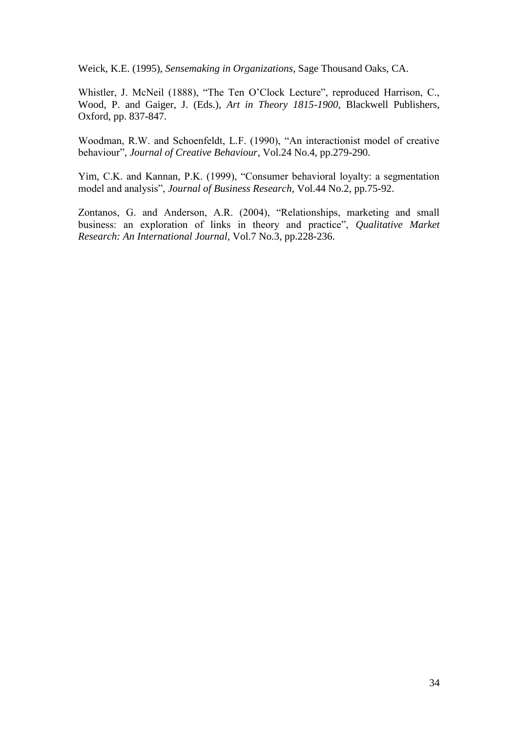Weick, K.E. (1995), *Sensemaking in Organizations*, Sage Thousand Oaks, CA.

Whistler, J. McNeil (1888), "The Ten O'Clock Lecture", reproduced Harrison, C., Wood, P. and Gaiger, J. (Eds.), *Art in Theory 1815-1900*, Blackwell Publishers, Oxford, pp. 837-847.

Woodman, R.W. and Schoenfeldt, L.F. (1990), "An interactionist model of creative behaviour", *Journal of Creative Behaviour*, Vol.24 No.4, pp.279-290.

Yim, C.K. and Kannan, P.K. (1999), "Consumer behavioral loyalty: a segmentation model and analysis", *Journal of Business Research*, Vol.44 No.2, pp.75-92.

Zontanos, G. and Anderson, A.R. (2004), "Relationships, marketing and small business: an exploration of links in theory and practice", *Qualitative Market Research: An International Journal*, Vol.7 No.3, pp.228-236.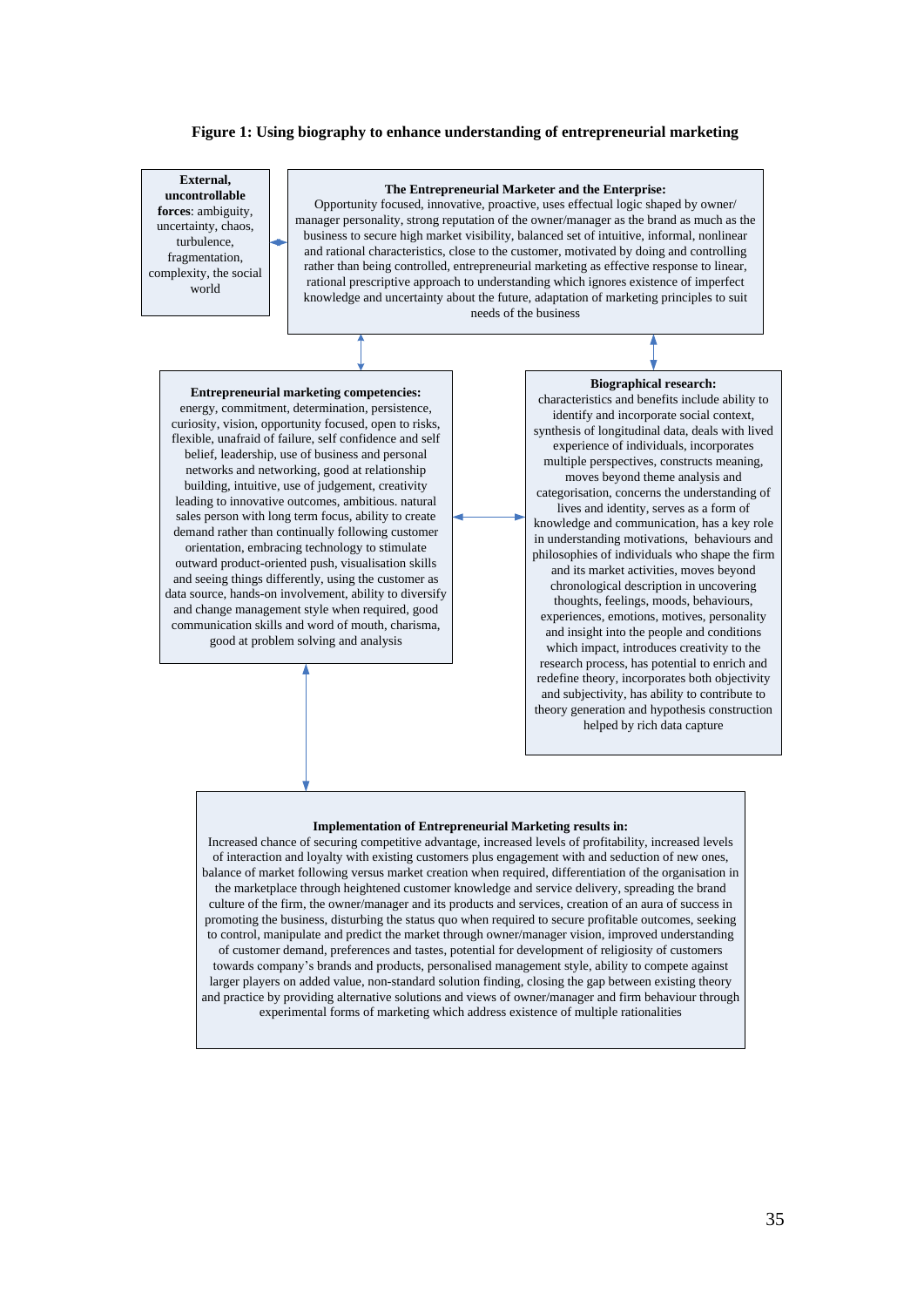**Figure 1: Using biography to enhance understanding of entrepreneurial marketing**

**External, uncontrollable forces**: ambiguity, uncertainty, chaos, turbulence, fragmentation, complexity, the social world

**The Entrepreneurial Marketer and the Enterprise:**
Opportunity focused, innovative, proactive, uses effectual logic shaped by owner/manager personality, strong reputation of the owner/manager as the brand as much as the business to secure high market visibility, balanced set of intuitive, informal, nonlinear and rational characteristics, close to the customer, motivated by doing and controlling rather than being controlled, entrepreneurial marketing as effective response to linear, rational prescriptive approach to understanding which ignores existence of imperfect knowledge and uncertainty about the future, adaptation of marketing principles to suit needs of the business

**Entrepreneurial marketing competencies:**
energy, commitment, determination, persistence, curiosity, vision, opportunity focused, open to risks, flexible, unafraid of failure, self confidence and self belief, leadership, use of business and personal networks and networking, good at relationship building, intuitive, use of judgement, creativity leading to innovative outcomes, ambitious. natural sales person with long term focus, ability to create demand rather than continually following customer orientation, embracing technology to stimulate outward product-oriented push, visualisation skills and seeing things differently, using the customer as data source, hands-on involvement, ability to diversify and change management style when required, good communication skills and word of mouth, charisma, good at problem solving and analysis

**Biographical research:**
characteristics and benefits include ability to identify and incorporate social context, synthesis of longitudinal data, deals with lived experience of individuals, incorporates multiple perspectives, constructs meaning, moves beyond theme analysis and categorisation, concerns the understanding of lives and identity, serves as a form of knowledge and communication, has a key role in understanding motivations, behaviours and philosophies of individuals who shape the firm and its market activities, moves beyond chronological description in uncovering thoughts, feelings, moods, behaviours, experiences, emotions, motives, personality and insight into the people and conditions which impact, introduces creativity to the research process, has potential to enrich and redefine theory, incorporates both objectivity and subjectivity, has ability to contribute to theory generation and hypothesis construction helped by rich data capture

**Implementation of Entrepreneurial Marketing results in:**
Increased chance of securing competitive advantage, increased levels of profitability, increased levels of interaction and loyalty with existing customers plus engagement with and seduction of new ones, balance of market following versus market creation when required, differentiation of the organisation in the marketplace through heightened customer knowledge and service delivery, spreading the brand culture of the firm, the owner/manager and its products and services, creation of an aura of success in promoting the business, disturbing the status quo when required to secure profitable outcomes, seeking to control, manipulate and predict the market through owner/manager vision, improved understanding of customer demand, preferences and tastes, potential for development of religiosity of customers towards company's brands and products, personalised management style, ability to compete against larger players on added value, non-standard solution finding, closing the gap between existing theory and practice by providing alternative solutions and views of owner/manager and firm behaviour through experimental forms of marketing which address existence of multiple rationalities